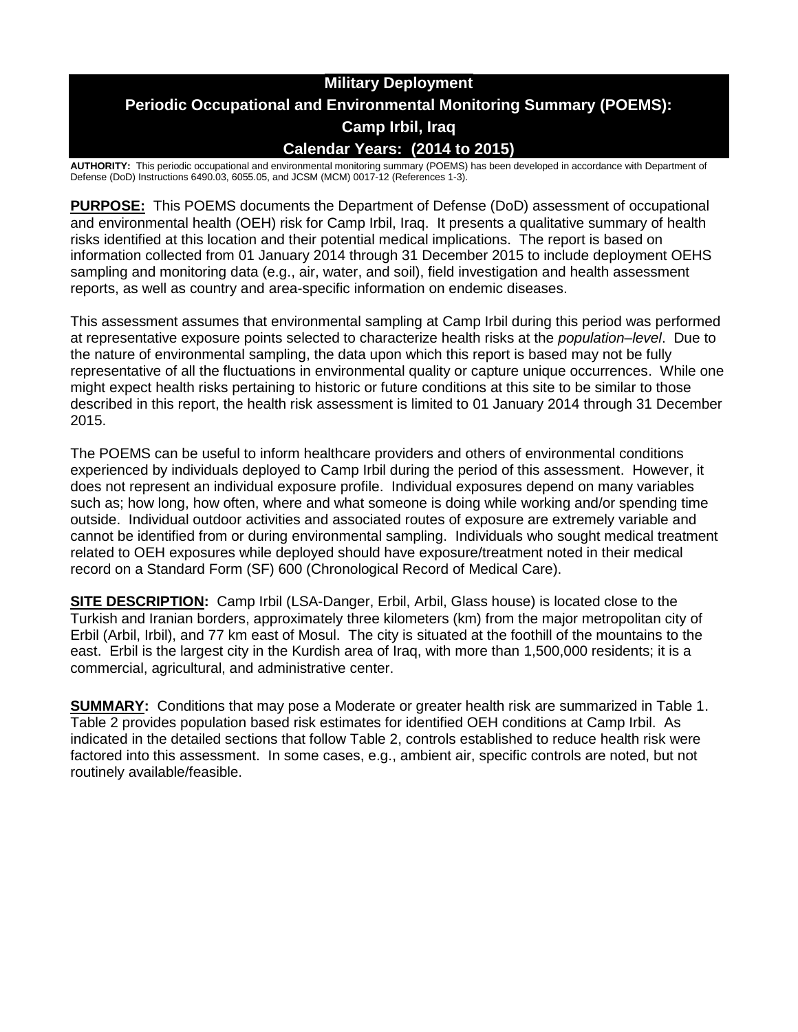# Military Deployment
# Periodic Occupational and Environmental Monitoring Summary (POEMS): Camp Irbil, Iraq
# Calendar Years: (2014 to 2015)

**AUTHORITY:** This periodic occupational and environmental monitoring summary (POEMS) has been developed in accordance with Department of Defense (DoD) Instructions 6490.03, 6055.05, and JCSM (MCM) 0017-12 (References 1-3).

**PURPOSE:** This POEMS documents the Department of Defense (DoD) assessment of occupational and environmental health (OEH) risk for Camp Irbil, Iraq. It presents a qualitative summary of health risks identified at this location and their potential medical implications. The report is based on information collected from 01 January 2014 through 31 December 2015 to include deployment OEHS sampling and monitoring data (e.g., air, water, and soil), field investigation and health assessment reports, as well as country and area-specific information on endemic diseases.

This assessment assumes that environmental sampling at Camp Irbil during this period was performed at representative exposure points selected to characterize health risks at the *population–level*. Due to the nature of environmental sampling, the data upon which this report is based may not be fully representative of all the fluctuations in environmental quality or capture unique occurrences. While one might expect health risks pertaining to historic or future conditions at this site to be similar to those described in this report, the health risk assessment is limited to 01 January 2014 through 31 December 2015.

The POEMS can be useful to inform healthcare providers and others of environmental conditions experienced by individuals deployed to Camp Irbil during the period of this assessment. However, it does not represent an individual exposure profile. Individual exposures depend on many variables such as; how long, how often, where and what someone is doing while working and/or spending time outside. Individual outdoor activities and associated routes of exposure are extremely variable and cannot be identified from or during environmental sampling. Individuals who sought medical treatment related to OEH exposures while deployed should have exposure/treatment noted in their medical record on a Standard Form (SF) 600 (Chronological Record of Medical Care).

**SITE DESCRIPTION:** Camp Irbil (LSA-Danger, Erbil, Arbil, Glass house) is located close to the Turkish and Iranian borders, approximately three kilometers (km) from the major metropolitan city of Erbil (Arbil, Irbil), and 77 km east of Mosul. The city is situated at the foothill of the mountains to the east. Erbil is the largest city in the Kurdish area of Iraq, with more than 1,500,000 residents; it is a commercial, agricultural, and administrative center.

**SUMMARY:** Conditions that may pose a Moderate or greater health risk are summarized in Table 1. Table 2 provides population based risk estimates for identified OEH conditions at Camp Irbil. As indicated in the detailed sections that follow Table 2, controls established to reduce health risk were factored into this assessment. In some cases, e.g., ambient air, specific controls are noted, but not routinely available/feasible.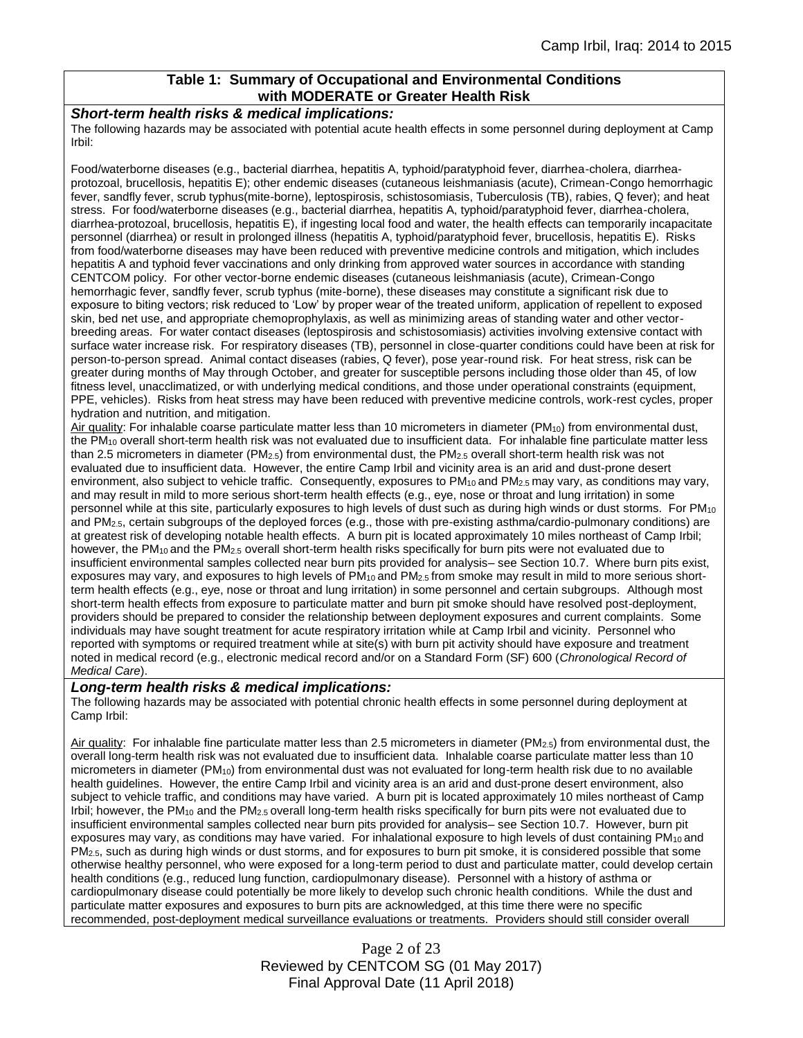## Table 1: Summary of Occupational and Environmental Conditions with MODERATE or Greater Health Risk

***Short-term health risks & medical implications:***

The following hazards may be associated with potential acute health effects in some personnel during deployment at Camp Irbil:

Food/waterborne diseases (e.g., bacterial diarrhea, hepatitis A, typhoid/paratyphoid fever, diarrhea-cholera, diarrhea-protozoal, brucellosis, hepatitis E); other endemic diseases (cutaneous leishmaniasis (acute), Crimean-Congo hemorrhagic fever, sandfly fever, scrub typhus(mite-borne), leptospirosis, schistosomiasis, Tuberculosis (TB), rabies, Q fever); and heat stress. For food/waterborne diseases (e.g., bacterial diarrhea, hepatitis A, typhoid/paratyphoid fever, diarrhea-cholera, diarrhea-protozoal, brucellosis, hepatitis E), if ingesting local food and water, the health effects can temporarily incapacitate personnel (diarrhea) or result in prolonged illness (hepatitis A, typhoid/paratyphoid fever, brucellosis, hepatitis E). Risks from food/waterborne diseases may have been reduced with preventive medicine controls and mitigation, which includes hepatitis A and typhoid fever vaccinations and only drinking from approved water sources in accordance with standing CENTCOM policy. For other vector-borne endemic diseases (cutaneous leishmaniasis (acute), Crimean-Congo hemorrhagic fever, sandfly fever, scrub typhus (mite-borne), these diseases may constitute a significant risk due to exposure to biting vectors; risk reduced to 'Low' by proper wear of the treated uniform, application of repellent to exposed skin, bed net use, and appropriate chemoprophylaxis, as well as minimizing areas of standing water and other vector-breeding areas. For water contact diseases (leptospirosis and schistosomiasis) activities involving extensive contact with surface water increase risk. For respiratory diseases (TB), personnel in close-quarter conditions could have been at risk for person-to-person spread. Animal contact diseases (rabies, Q fever), pose year-round risk. For heat stress, risk can be greater during months of May through October, and greater for susceptible persons including those older than 45, of low fitness level, unacclimatized, or with underlying medical conditions, and those under operational constraints (equipment, PPE, vehicles). Risks from heat stress may have been reduced with preventive medicine controls, work-rest cycles, proper hydration and nutrition, and mitigation.

Air quality: For inhalable coarse particulate matter less than 10 micrometers in diameter ($PM_{10}$) from environmental dust, the $PM_{10}$ overall short-term health risk was not evaluated due to insufficient data. For inhalable fine particulate matter less than 2.5 micrometers in diameter ($PM_{2.5}$) from environmental dust, the $PM_{2.5}$ overall short-term health risk was not evaluated due to insufficient data. However, the entire Camp Irbil and vicinity area is an arid and dust-prone desert environment, also subject to vehicle traffic. Consequently, exposures to $PM_{10}$ and $PM_{2.5}$ may vary, as conditions may vary, and may result in mild to more serious short-term health effects (e.g., eye, nose or throat and lung irritation) in some personnel while at this site, particularly exposures to high levels of dust such as during high winds or dust storms. For $PM_{10}$ and $PM_{2.5}$, certain subgroups of the deployed forces (e.g., those with pre-existing asthma/cardio-pulmonary conditions) are at greatest risk of developing notable health effects. A burn pit is located approximately 10 miles northeast of Camp Irbil; however, the $PM_{10}$ and the $PM_{2.5}$ overall short-term health risks specifically for burn pits were not evaluated due to insufficient environmental samples collected near burn pits provided for analysis– see Section 10.7. Where burn pits exist, exposures may vary, and exposures to high levels of $PM_{10}$ and $PM_{2.5}$ from smoke may result in mild to more serious short-term health effects (e.g., eye, nose or throat and lung irritation) in some personnel and certain subgroups. Although most short-term health effects from exposure to particulate matter and burn pit smoke should have resolved post-deployment, providers should be prepared to consider the relationship between deployment exposures and current complaints. Some individuals may have sought treatment for acute respiratory irritation while at Camp Irbil and vicinity. Personnel who reported with symptoms or required treatment while at site(s) with burn pit activity should have exposure and treatment noted in medical record (e.g., electronic medical record and/or on a Standard Form (SF) 600 (*Chronological Record of Medical Care*).

***Long-term health risks & medical implications:***

The following hazards may be associated with potential chronic health effects in some personnel during deployment at Camp Irbil:

Air quality: For inhalable fine particulate matter less than 2.5 micrometers in diameter ($PM_{2.5}$) from environmental dust, the overall long-term health risk was not evaluated due to insufficient data. Inhalable coarse particulate matter less than 10 micrometers in diameter ($PM_{10}$) from environmental dust was not evaluated for long-term health risk due to no available health guidelines. However, the entire Camp Irbil and vicinity area is an arid and dust-prone desert environment, also subject to vehicle traffic, and conditions may have varied. A burn pit is located approximately 10 miles northeast of Camp Irbil; however, the $PM_{10}$ and the $PM_{2.5}$ overall long-term health risks specifically for burn pits were not evaluated due to insufficient environmental samples collected near burn pits provided for analysis– see Section 10.7. However, burn pit exposures may vary, as conditions may have varied. For inhalational exposure to high levels of dust containing $PM_{10}$ and $PM_{2.5}$, such as during high winds or dust storms, and for exposures to burn pit smoke, it is considered possible that some otherwise healthy personnel, who were exposed for a long-term period to dust and particulate matter, could develop certain health conditions (e.g., reduced lung function, cardiopulmonary disease). Personnel with a history of asthma or cardiopulmonary disease could potentially be more likely to develop such chronic health conditions. While the dust and particulate matter exposures and exposures to burn pits are acknowledged, at this time there were no specific recommended, post-deployment medical surveillance evaluations or treatments. Providers should still consider overall

Reviewed by CENTCOM SG (01 May 2017)
Final Approval Date (11 April 2018)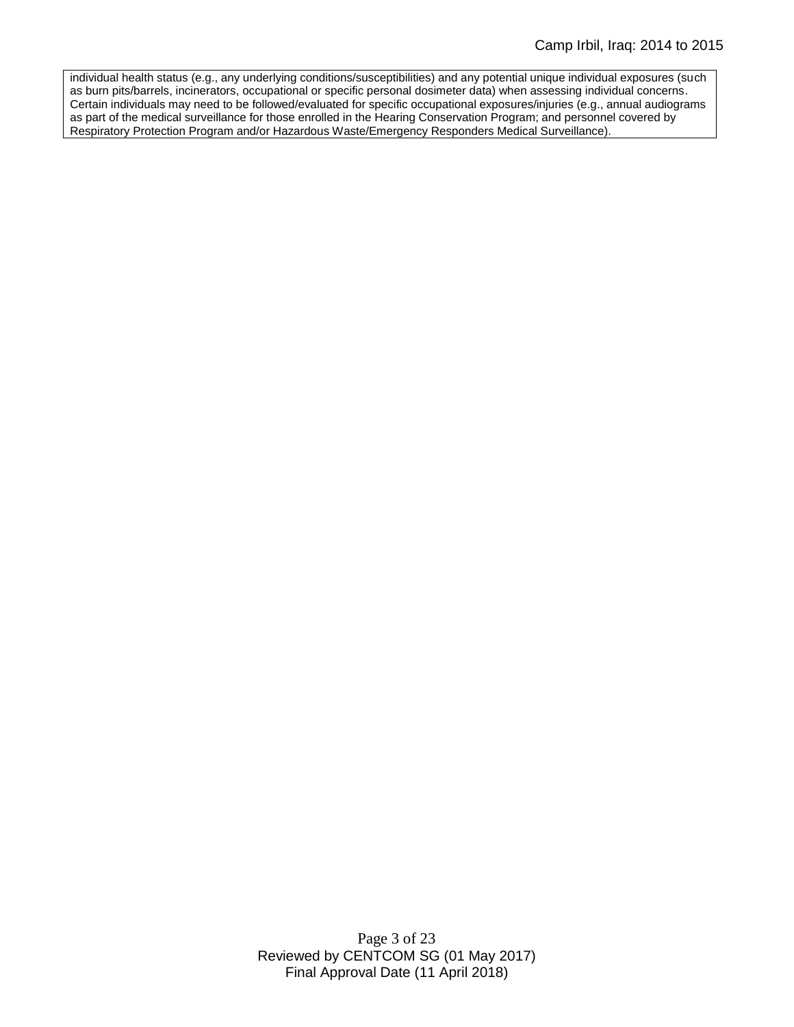individual health status (e.g., any underlying conditions/susceptibilities) and any potential unique individual exposures (such as burn pits/barrels, incinerators, occupational or specific personal dosimeter data) when assessing individual concerns. Certain individuals may need to be followed/evaluated for specific occupational exposures/injuries (e.g., annual audiograms as part of the medical surveillance for those enrolled in the Hearing Conservation Program; and personnel covered by Respiratory Protection Program and/or Hazardous Waste/Emergency Responders Medical Surveillance).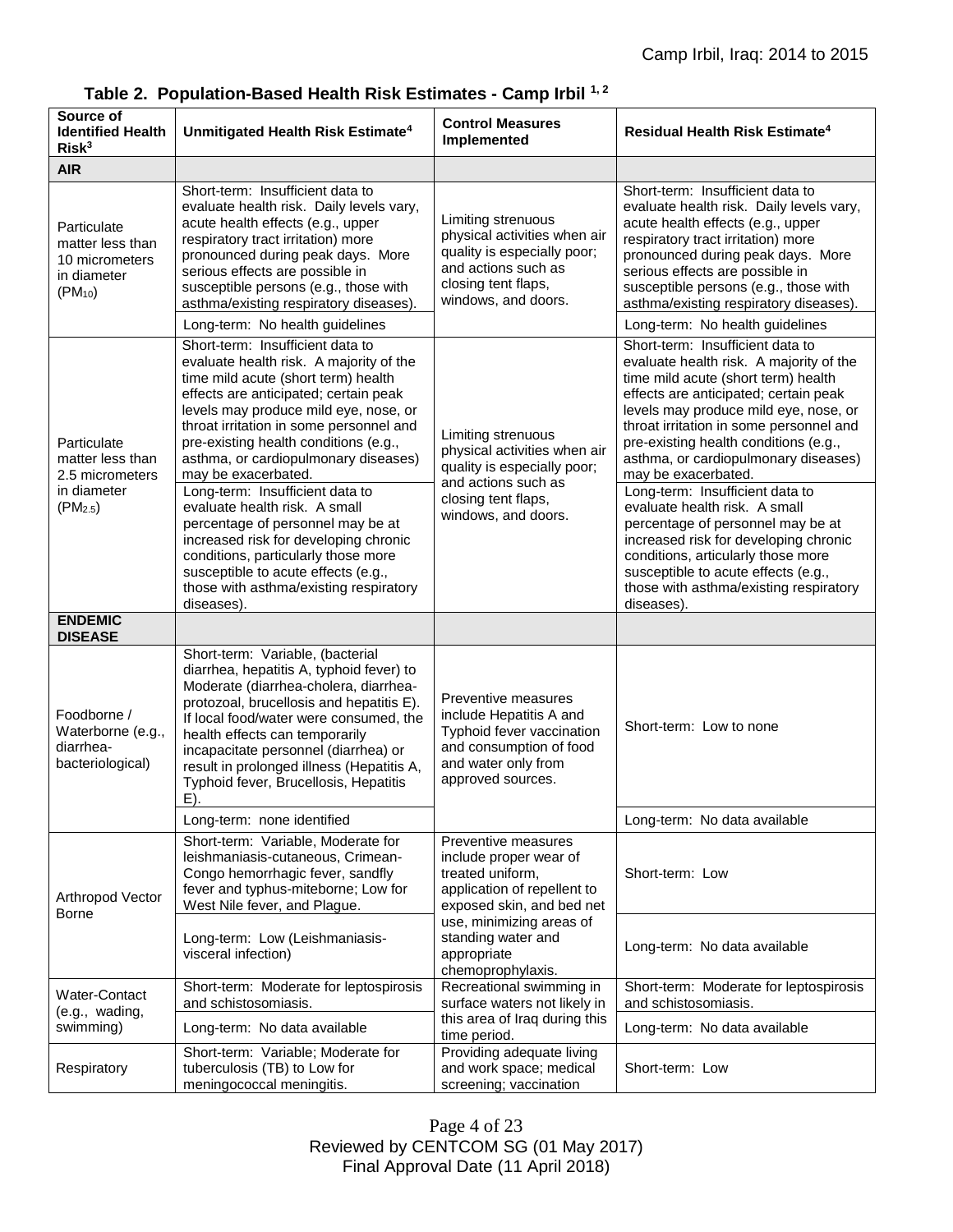**Table 2. Population-Based Health Risk Estimates - Camp Irbil [1, 2]**

| Source of Identified Health Risk[3] | Unmitigated Health Risk Estimate[4] | Control Measures Implemented | Residual Health Risk Estimate[4] |
|---|---|---|---|
| **AIR** | | | |
| Particulate matter less than 10 micrometers in diameter ($PM_{10}$) | Short-term: Insufficient data to evaluate health risk. Daily levels vary, acute health effects (e.g., upper respiratory tract irritation) more pronounced during peak days. More serious effects are possible in susceptible persons (e.g., those with asthma/existing respiratory diseases). | Limiting strenuous physical activities when air quality is especially poor; and actions such as closing tent flaps, windows, and doors. | Short-term: Insufficient data to evaluate health risk. Daily levels vary, acute health effects (e.g., upper respiratory tract irritation) more pronounced during peak days. More serious effects are possible in susceptible persons (e.g., those with asthma/existing respiratory diseases). |
| | Long-term: No health guidelines | | Long-term: No health guidelines |
| Particulate matter less than 2.5 micrometers in diameter ($PM_{2.5}$) | Short-term: Insufficient data to evaluate health risk. A majority of the time mild acute (short term) health effects are anticipated; certain peak levels may produce mild eye, nose, or throat irritation in some personnel and pre-existing health conditions (e.g., asthma, or cardiopulmonary diseases) may be exacerbated. | Limiting strenuous physical activities when air quality is especially poor; and actions such as closing tent flaps, windows, and doors. | Short-term: Insufficient data to evaluate health risk. A majority of the time mild acute (short term) health effects are anticipated; certain peak levels may produce mild eye, nose, or throat irritation in some personnel and pre-existing health conditions (e.g., asthma, or cardiopulmonary diseases) may be exacerbated. |
| | Long-term: Insufficient data to evaluate health risk. A small percentage of personnel may be at increased risk for developing chronic conditions, particularly those more susceptible to acute effects (e.g., those with asthma/existing respiratory diseases). | | Long-term: Insufficient data to evaluate health risk. A small percentage of personnel may be at increased risk for developing chronic conditions, articularly those more susceptible to acute effects (e.g., those with asthma/existing respiratory diseases). |
| **ENDEMIC DISEASE** | | | |
| Foodborne / Waterborne (e.g., diarrhea-bacteriological) | Short-term: Variable, (bacterial diarrhea, hepatitis A, typhoid fever) to Moderate (diarrhea-cholera, diarrhea-protozoal, brucellosis and hepatitis E). If local food/water were consumed, the health effects can temporarily incapacitate personnel (diarrhea) or result in prolonged illness (Hepatitis A, Typhoid fever, Brucellosis, Hepatitis E). | Preventive measures include Hepatitis A and Typhoid fever vaccination and consumption of food and water only from approved sources. | Short-term: Low to none |
| | Long-term: none identified | | Long-term: No data available |
| Arthropod Vector Borne | Short-term: Variable, Moderate for leishmaniasis-cutaneous, Crimean-Congo hemorrhagic fever, sandfly fever and typhus-miteborne; Low for West Nile fever, and Plague. | Preventive measures include proper wear of treated uniform, application of repellent to exposed skin, and bed net use, minimizing areas of standing water and appropriate chemoprophylaxis. | Short-term: Low |
| | Long-term: Low (Leishmaniasis-visceral infection) | | Long-term: No data available |
| Water-Contact (e.g., wading, swimming) | Short-term: Moderate for leptospirosis and schistosomiasis. | Recreational swimming in surface waters not likely in this area of Iraq during this time period. | Short-term: Moderate for leptospirosis and schistosomiasis. |
| | Long-term: No data available | | Long-term: No data available |
| Respiratory | Short-term: Variable; Moderate for tuberculosis (TB) to Low for meningococcal meningitis. | Providing adequate living and work space; medical screening; vaccination | Short-term: Low |

Reviewed by CENTCOM SG (01 May 2017)
Final Approval Date (11 April 2018)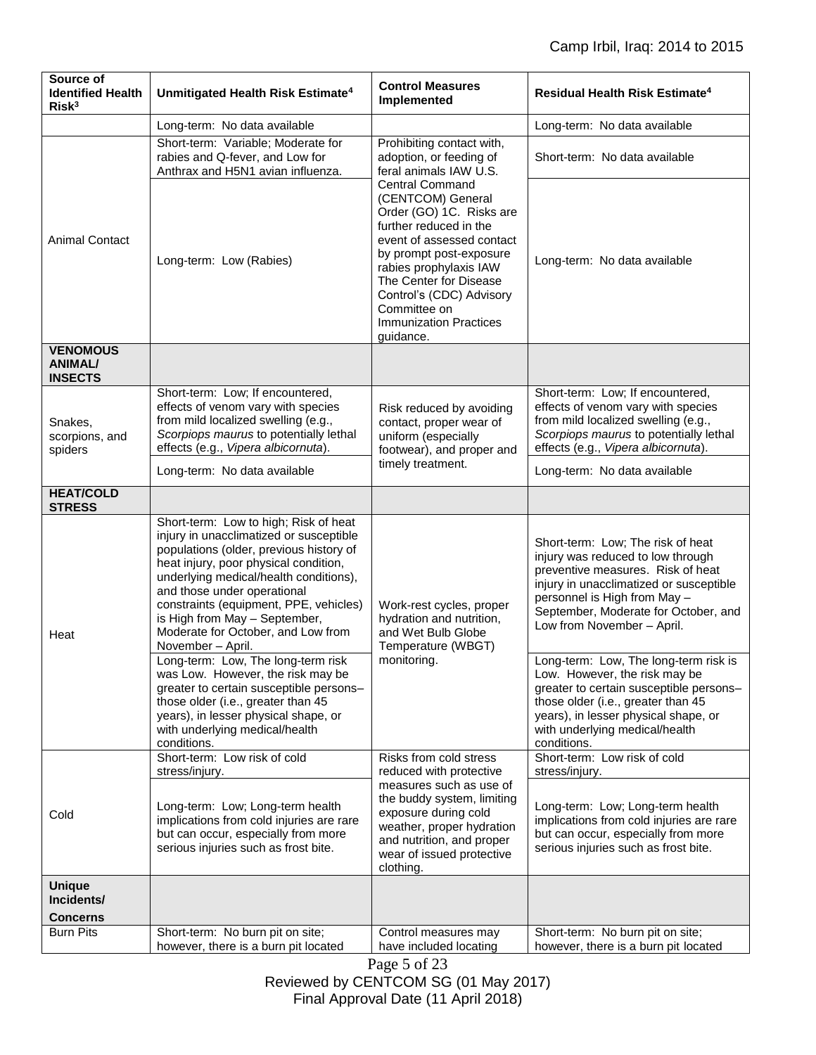| Source of Identified Health Risk[3] | Unmitigated Health Risk Estimate[4] | Control Measures Implemented | Residual Health Risk Estimate[4] |
|---|---|---|---|
| | Long-term: No data available | | Long-term: No data available |
| Animal Contact | Short-term: Variable; Moderate for rabies and Q-fever, and Low for Anthrax and H5N1 avian influenza. | Prohibiting contact with, adoption, or feeding of feral animals IAW U.S. Central Command (CENTCOM) General Order (GO) 1C. Risks are further reduced in the event of assessed contact by prompt post-exposure rabies prophylaxis IAW The Center for Disease Control's (CDC) Advisory Committee on Immunization Practices guidance. | Short-term: No data available |
| | Long-term: Low (Rabies) | | Long-term: No data available |
| **VENOMOUS ANIMAL/ INSECTS** | | | |
| Snakes, scorpions, and spiders | Short-term: Low; If encountered, effects of venom vary with species from mild localized swelling (e.g., *Scorpiops maurus* to potentially lethal effects (e.g., *Vipera albicornuta*). | Risk reduced by avoiding contact, proper wear of uniform (especially footwear), and proper and timely treatment. | Short-term: Low; If encountered, effects of venom vary with species from mild localized swelling (e.g., *Scorpiops maurus* to potentially lethal effects (e.g., *Vipera albicornuta*). |
| | Long-term: No data available | | Long-term: No data available |
| **HEAT/COLD STRESS** | | | |
| Heat | Short-term: Low to high; Risk of heat injury in unacclimatized or susceptible populations (older, previous history of heat injury, poor physical condition, underlying medical/health conditions), and those under operational constraints (equipment, PPE, vehicles) is High from May – September, Moderate for October, and Low from November – April. | Work-rest cycles, proper hydration and nutrition, and Wet Bulb Globe Temperature (WBGT) monitoring. | Short-term: Low; The risk of heat injury was reduced to low through preventive measures. Risk of heat injury in unacclimatized or susceptible personnel is High from May – September, Moderate for October, and Low from November – April. |
| | Long-term: Low, The long-term risk was Low. However, the risk may be greater to certain susceptible persons– those older (i.e., greater than 45 years), in lesser physical shape, or with underlying medical/health conditions. | | Long-term: Low, The long-term risk is Low. However, the risk may be greater to certain susceptible persons– those older (i.e., greater than 45 years), in lesser physical shape, or with underlying medical/health conditions. |
| Cold | Short-term: Low risk of cold stress/injury. | Risks from cold stress reduced with protective measures such as use of the buddy system, limiting exposure during cold weather, proper hydration and nutrition, and proper wear of issued protective clothing. | Short-term: Low risk of cold stress/injury. |
| | Long-term: Low; Long-term health implications from cold injuries are rare but can occur, especially from more serious injuries such as frost bite. | | Long-term: Low; Long-term health implications from cold injuries are rare but can occur, especially from more serious injuries such as frost bite. |
| **Unique Incidents/ Concerns** | | | |
| Burn Pits | Short-term: No burn pit on site; however, there is a burn pit located | Control measures may have included locating | Short-term: No burn pit on site; however, there is a burn pit located |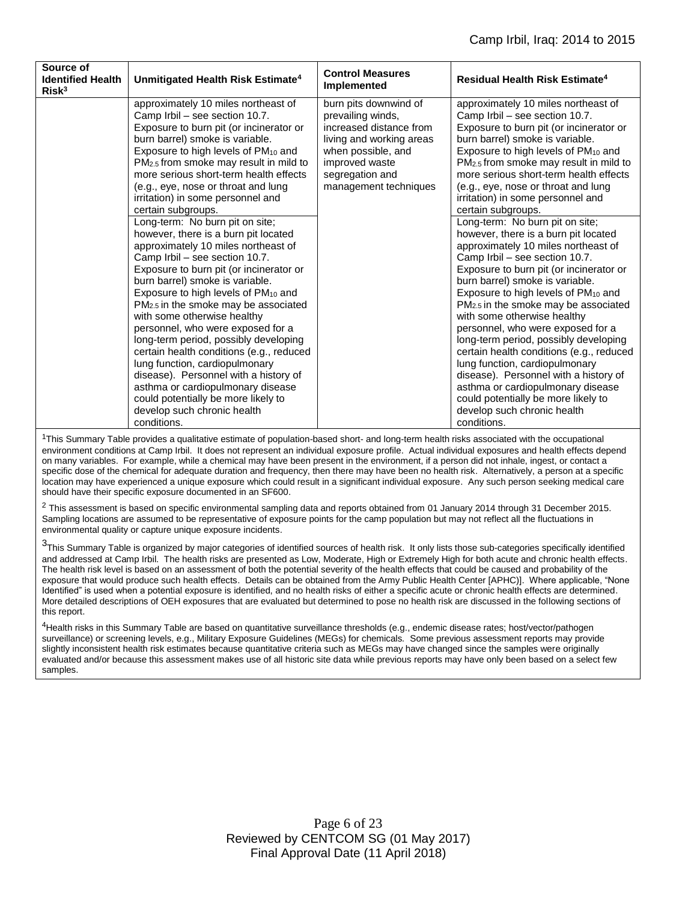| Source of Identified Health Risk[3] | Unmitigated Health Risk Estimate[4] | Control Measures Implemented | Residual Health Risk Estimate[4] |
|---|---|---|---|
| | approximately 10 miles northeast of Camp Irbil – see section 10.7. Exposure to burn pit (or incinerator or burn barrel) smoke is variable. Exposure to high levels of $PM_{10}$ and $PM_{2.5}$ from smoke may result in mild to more serious short-term health effects (e.g., eye, nose or throat and lung irritation) in some personnel and certain subgroups.<br>Long-term: No burn pit on site; however, there is a burn pit located approximately 10 miles northeast of Camp Irbil – see section 10.7. Exposure to burn pit (or incinerator or burn barrel) smoke is variable. Exposure to high levels of $PM_{10}$ and $PM_{2.5}$ in the smoke may be associated with some otherwise healthy personnel, who were exposed for a long-term period, possibly developing certain health conditions (e.g., reduced lung function, cardiopulmonary disease). Personnel with a history of asthma or cardiopulmonary disease could potentially be more likely to develop such chronic health conditions. | burn pits downwind of prevailing winds, increased distance from living and working areas when possible, and improved waste segregation and management techniques | approximately 10 miles northeast of Camp Irbil – see section 10.7. Exposure to burn pit (or incinerator or burn barrel) smoke is variable. Exposure to high levels of $PM_{10}$ and $PM_{2.5}$ from smoke may result in mild to more serious short-term health effects (e.g., eye, nose or throat and lung irritation) in some personnel and certain subgroups.<br>Long-term: No burn pit on site; however, there is a burn pit located approximately 10 miles northeast of Camp Irbil – see section 10.7. Exposure to burn pit (or incinerator or burn barrel) smoke is variable. Exposure to high levels of $PM_{10}$ and $PM_{2.5}$ in the smoke may be associated with some otherwise healthy personnel, who were exposed for a long-term period, possibly developing certain health conditions (e.g., reduced lung function, cardiopulmonary disease). Personnel with a history of asthma or cardiopulmonary disease could potentially be more likely to develop such chronic health conditions. |

[1]This Summary Table provides a qualitative estimate of population-based short- and long-term health risks associated with the occupational environment conditions at Camp Irbil. It does not represent an individual exposure profile. Actual individual exposures and health effects depend on many variables. For example, while a chemical may have been present in the environment, if a person did not inhale, ingest, or contact a specific dose of the chemical for adequate duration and frequency, then there may have been no health risk. Alternatively, a person at a specific location may have experienced a unique exposure which could result in a significant individual exposure. Any such person seeking medical care should have their specific exposure documented in an SF600.

[2] This assessment is based on specific environmental sampling data and reports obtained from 01 January 2014 through 31 December 2015. Sampling locations are assumed to be representative of exposure points for the camp population but may not reflect all the fluctuations in environmental quality or capture unique exposure incidents.

[3]This Summary Table is organized by major categories of identified sources of health risk. It only lists those sub-categories specifically identified and addressed at Camp Irbil. The health risks are presented as Low, Moderate, High or Extremely High for both acute and chronic health effects. The health risk level is based on an assessment of both the potential severity of the health effects that could be caused and probability of the exposure that would produce such health effects. Details can be obtained from the Army Public Health Center [APHC)]. Where applicable, "None Identified" is used when a potential exposure is identified, and no health risks of either a specific acute or chronic health effects are determined. More detailed descriptions of OEH exposures that are evaluated but determined to pose no health risk are discussed in the following sections of this report.

[4]Health risks in this Summary Table are based on quantitative surveillance thresholds (e.g., endemic disease rates; host/vector/pathogen surveillance) or screening levels, e.g., Military Exposure Guidelines (MEGs) for chemicals. Some previous assessment reports may provide slightly inconsistent health risk estimates because quantitative criteria such as MEGs may have changed since the samples were originally evaluated and/or because this assessment makes use of all historic site data while previous reports may have only been based on a select few samples.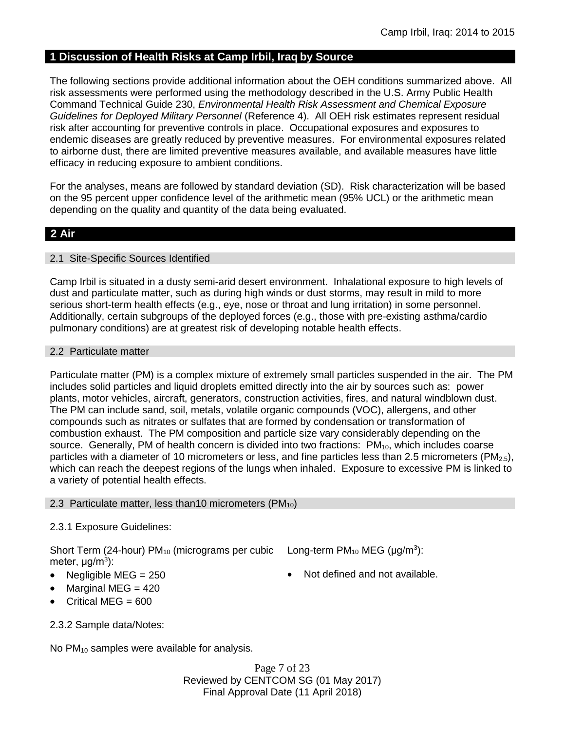## 1 Discussion of Health Risks at Camp Irbil, Iraq by Source

The following sections provide additional information about the OEH conditions summarized above. All risk assessments were performed using the methodology described in the U.S. Army Public Health Command Technical Guide 230, *Environmental Health Risk Assessment and Chemical Exposure Guidelines for Deployed Military Personnel* (Reference 4). All OEH risk estimates represent residual risk after accounting for preventive controls in place. Occupational exposures and exposures to endemic diseases are greatly reduced by preventive measures. For environmental exposures related to airborne dust, there are limited preventive measures available, and available measures have little efficacy in reducing exposure to ambient conditions.

For the analyses, means are followed by standard deviation (SD). Risk characterization will be based on the 95 percent upper confidence level of the arithmetic mean (95% UCL) or the arithmetic mean depending on the quality and quantity of the data being evaluated.

## 2 Air

### 2.1 Site-Specific Sources Identified

Camp Irbil is situated in a dusty semi-arid desert environment. Inhalational exposure to high levels of dust and particulate matter, such as during high winds or dust storms, may result in mild to more serious short-term health effects (e.g., eye, nose or throat and lung irritation) in some personnel. Additionally, certain subgroups of the deployed forces (e.g., those with pre-existing asthma/cardio pulmonary conditions) are at greatest risk of developing notable health effects.

### 2.2 Particulate matter

Particulate matter (PM) is a complex mixture of extremely small particles suspended in the air. The PM includes solid particles and liquid droplets emitted directly into the air by sources such as: power plants, motor vehicles, aircraft, generators, construction activities, fires, and natural windblown dust. The PM can include sand, soil, metals, volatile organic compounds (VOC), allergens, and other compounds such as nitrates or sulfates that are formed by condensation or transformation of combustion exhaust. The PM composition and particle size vary considerably depending on the source. Generally, PM of health concern is divided into two fractions: $PM_{10}$, which includes coarse particles with a diameter of 10 micrometers or less, and fine particles less than 2.5 micrometers ($PM_{2.5}$), which can reach the deepest regions of the lungs when inhaled. Exposure to excessive PM is linked to a variety of potential health effects.

### 2.3 Particulate matter, less than10 micrometers ($PM_{10}$)

2.3.1 Exposure Guidelines:

Short Term (24-hour) $PM_{10}$ (micrograms per cubic meter, $\mu g/m^3$):

- Negligible MEG = 250
- Marginal MEG = 420
- Critical MEG = 600

Long-term $PM_{10}$ MEG ($\mu g/m^3$):

- Not defined and not available.

2.3.2 Sample data/Notes:

No $PM_{10}$ samples were available for analysis.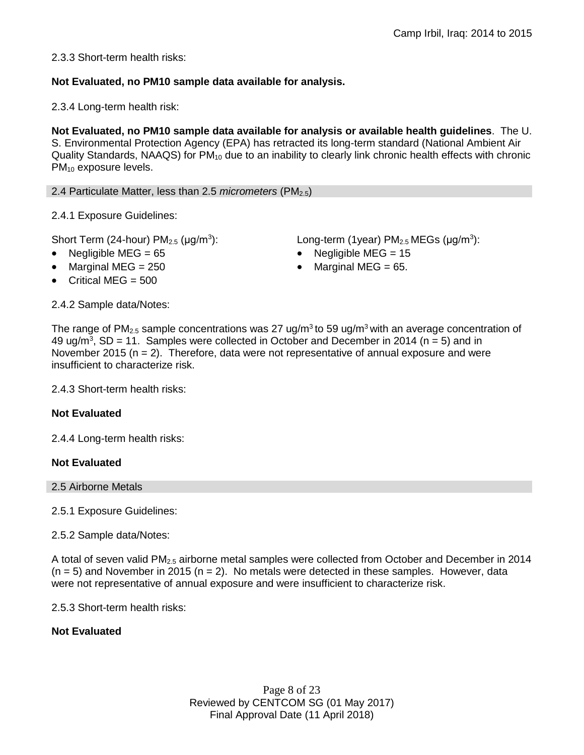2.3.3 Short-term health risks:

**Not Evaluated, no PM10 sample data available for analysis.**

2.3.4 Long-term health risk:

**Not Evaluated, no PM10 sample data available for analysis or available health guidelines**. The U. S. Environmental Protection Agency (EPA) has retracted its long-term standard (National Ambient Air Quality Standards, NAAQS) for $PM_{10}$ due to an inability to clearly link chronic health effects with chronic $PM_{10}$ exposure levels.

## 2.4 Particulate Matter, less than 2.5 *micrometers* ($PM_{2.5}$)

2.4.1 Exposure Guidelines:

Short Term (24-hour) $PM_{2.5}$ (μg/m$^3$):

- Negligible MEG = 65
- Marginal MEG = 250
- Critical MEG = 500

Long-term (1year) $PM_{2.5}$ MEGs (μg/m$^3$):

- Negligible MEG = 15
- Marginal MEG = 65.

2.4.2 Sample data/Notes:

The range of $PM_{2.5}$ sample concentrations was 27 ug/m$^3$ to 59 ug/m$^3$ with an average concentration of 49 ug/m$^3$, SD = 11. Samples were collected in October and December in 2014 (n = 5) and in November 2015 (n = 2). Therefore, data were not representative of annual exposure and were insufficient to characterize risk.

2.4.3 Short-term health risks:

**Not Evaluated**

2.4.4 Long-term health risks:

**Not Evaluated**

## 2.5 Airborne Metals

2.5.1 Exposure Guidelines:

2.5.2 Sample data/Notes:

A total of seven valid $PM_{2.5}$ airborne metal samples were collected from October and December in 2014 (n = 5) and November in 2015 (n = 2). No metals were detected in these samples. However, data were not representative of annual exposure and were insufficient to characterize risk.

2.5.3 Short-term health risks:

**Not Evaluated**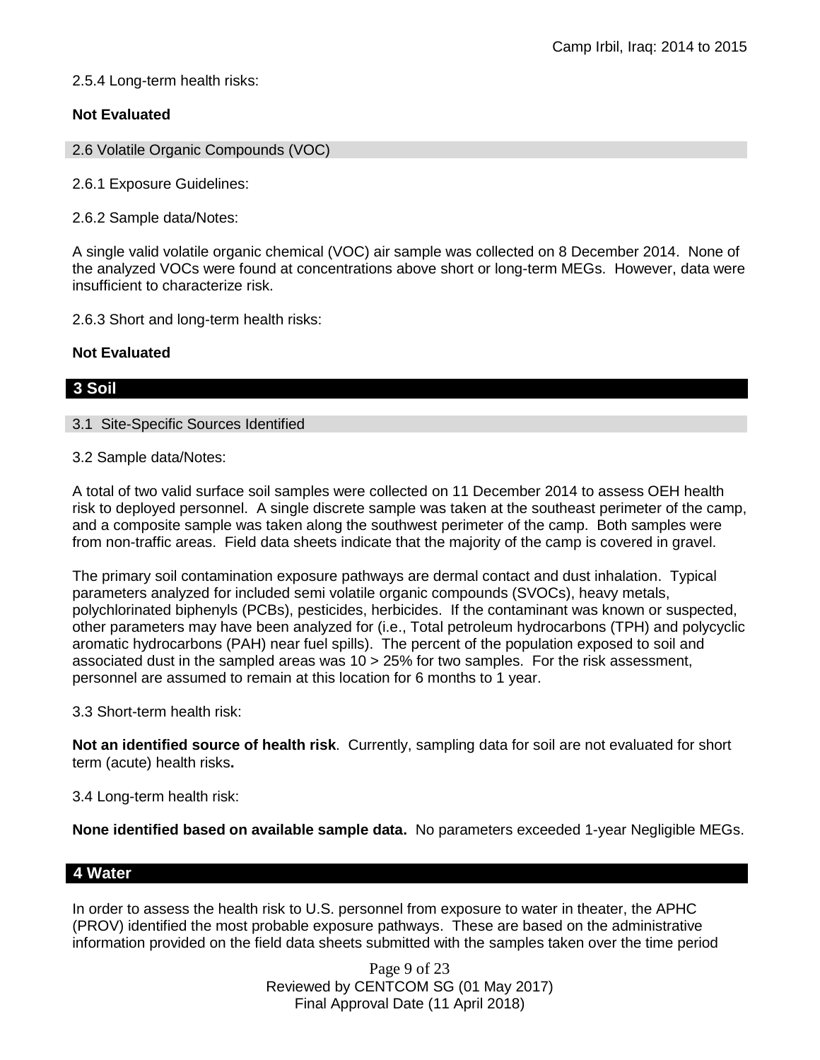2.5.4 Long-term health risks:

**Not Evaluated**

### 2.6 Volatile Organic Compounds (VOC)

2.6.1 Exposure Guidelines:

2.6.2 Sample data/Notes:

A single valid volatile organic chemical (VOC) air sample was collected on 8 December 2014. None of the analyzed VOCs were found at concentrations above short or long-term MEGs. However, data were insufficient to characterize risk.

2.6.3 Short and long-term health risks:

**Not Evaluated**

## 3 Soil

### 3.1 Site-Specific Sources Identified

3.2 Sample data/Notes:

A total of two valid surface soil samples were collected on 11 December 2014 to assess OEH health risk to deployed personnel. A single discrete sample was taken at the southeast perimeter of the camp, and a composite sample was taken along the southwest perimeter of the camp. Both samples were from non-traffic areas. Field data sheets indicate that the majority of the camp is covered in gravel.

The primary soil contamination exposure pathways are dermal contact and dust inhalation. Typical parameters analyzed for included semi volatile organic compounds (SVOCs), heavy metals, polychlorinated biphenyls (PCBs), pesticides, herbicides. If the contaminant was known or suspected, other parameters may have been analyzed for (i.e., Total petroleum hydrocarbons (TPH) and polycyclic aromatic hydrocarbons (PAH) near fuel spills). The percent of the population exposed to soil and associated dust in the sampled areas was 10 > 25% for two samples. For the risk assessment, personnel are assumed to remain at this location for 6 months to 1 year.

3.3 Short-term health risk:

**Not an identified source of health risk**. Currently, sampling data for soil are not evaluated for short term (acute) health risks**.**

3.4 Long-term health risk:

**None identified based on available sample data.** No parameters exceeded 1-year Negligible MEGs.

## 4 Water

In order to assess the health risk to U.S. personnel from exposure to water in theater, the APHC (PROV) identified the most probable exposure pathways. These are based on the administrative information provided on the field data sheets submitted with the samples taken over the time period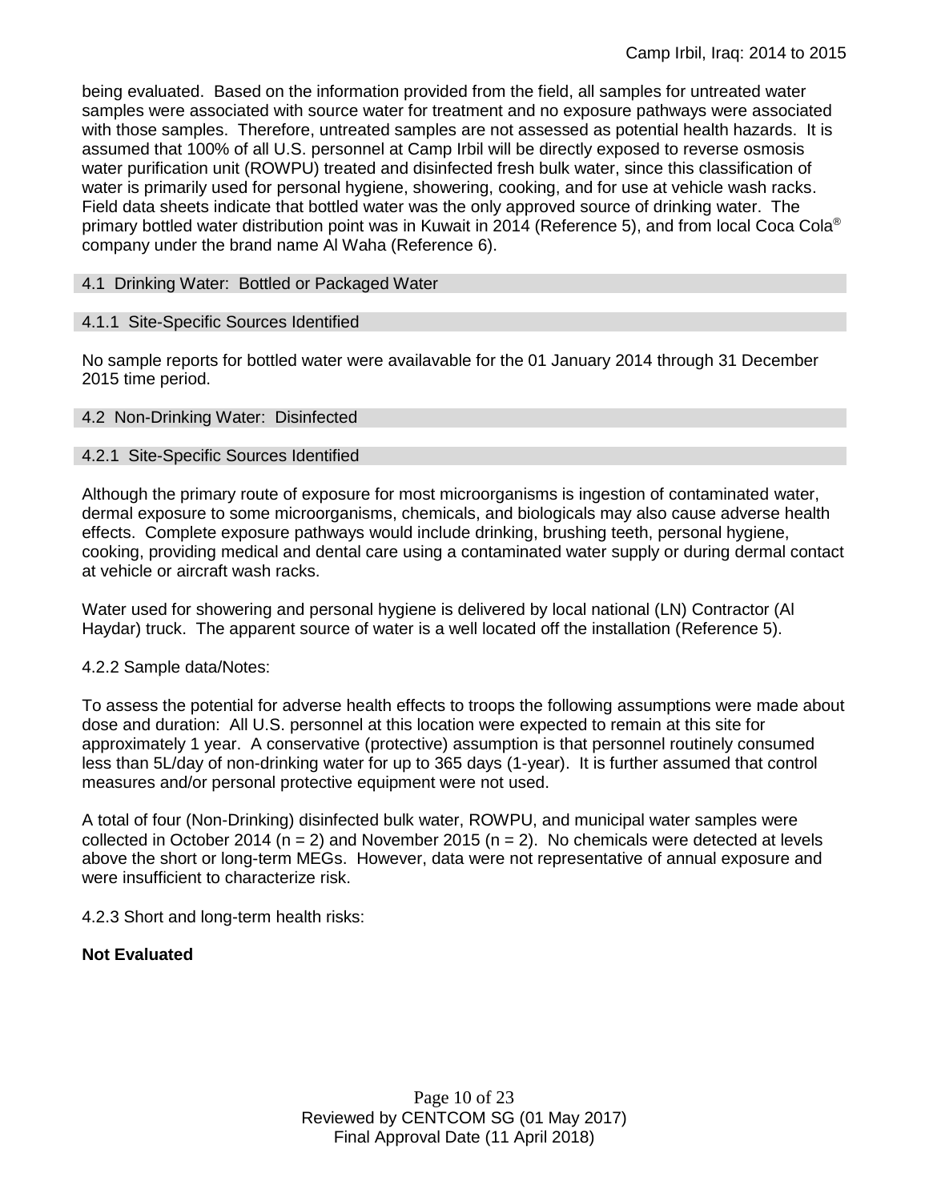being evaluated. Based on the information provided from the field, all samples for untreated water samples were associated with source water for treatment and no exposure pathways were associated with those samples. Therefore, untreated samples are not assessed as potential health hazards. It is assumed that 100% of all U.S. personnel at Camp Irbil will be directly exposed to reverse osmosis water purification unit (ROWPU) treated and disinfected fresh bulk water, since this classification of water is primarily used for personal hygiene, showering, cooking, and for use at vehicle wash racks. Field data sheets indicate that bottled water was the only approved source of drinking water. The primary bottled water distribution point was in Kuwait in 2014 (Reference 5), and from local Coca Cola® company under the brand name Al Waha (Reference 6).

### 4.1 Drinking Water: Bottled or Packaged Water

#### 4.1.1 Site-Specific Sources Identified

No sample reports for bottled water were availavable for the 01 January 2014 through 31 December 2015 time period.

### 4.2 Non-Drinking Water: Disinfected

#### 4.2.1 Site-Specific Sources Identified

Although the primary route of exposure for most microorganisms is ingestion of contaminated water, dermal exposure to some microorganisms, chemicals, and biologicals may also cause adverse health effects. Complete exposure pathways would include drinking, brushing teeth, personal hygiene, cooking, providing medical and dental care using a contaminated water supply or during dermal contact at vehicle or aircraft wash racks.

Water used for showering and personal hygiene is delivered by local national (LN) Contractor (Al Haydar) truck. The apparent source of water is a well located off the installation (Reference 5).

4.2.2 Sample data/Notes:

To assess the potential for adverse health effects to troops the following assumptions were made about dose and duration: All U.S. personnel at this location were expected to remain at this site for approximately 1 year. A conservative (protective) assumption is that personnel routinely consumed less than 5L/day of non-drinking water for up to 365 days (1-year). It is further assumed that control measures and/or personal protective equipment were not used.

A total of four (Non-Drinking) disinfected bulk water, ROWPU, and municipal water samples were collected in October 2014 ($n = 2$) and November 2015 ($n = 2$). No chemicals were detected at levels above the short or long-term MEGs. However, data were not representative of annual exposure and were insufficient to characterize risk.

4.2.3 Short and long-term health risks:

**Not Evaluated**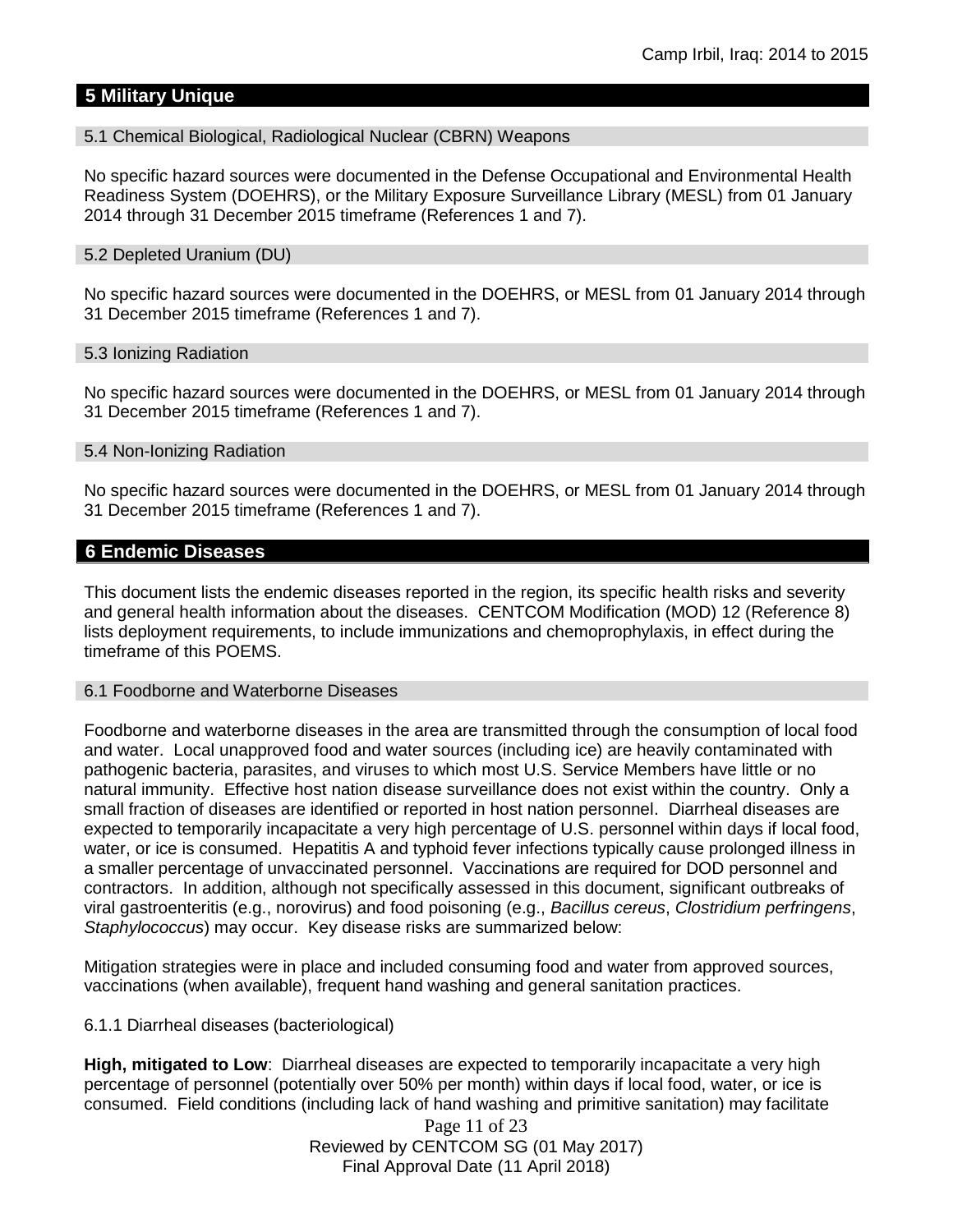## 5 Military Unique

### 5.1 Chemical Biological, Radiological Nuclear (CBRN) Weapons

No specific hazard sources were documented in the Defense Occupational and Environmental Health Readiness System (DOEHRS), or the Military Exposure Surveillance Library (MESL) from 01 January 2014 through 31 December 2015 timeframe (References 1 and 7).

### 5.2 Depleted Uranium (DU)

No specific hazard sources were documented in the DOEHRS, or MESL from 01 January 2014 through 31 December 2015 timeframe (References 1 and 7).

### 5.3 Ionizing Radiation

No specific hazard sources were documented in the DOEHRS, or MESL from 01 January 2014 through 31 December 2015 timeframe (References 1 and 7).

### 5.4 Non-Ionizing Radiation

No specific hazard sources were documented in the DOEHRS, or MESL from 01 January 2014 through 31 December 2015 timeframe (References 1 and 7).

## 6 Endemic Diseases

This document lists the endemic diseases reported in the region, its specific health risks and severity and general health information about the diseases. CENTCOM Modification (MOD) 12 (Reference 8) lists deployment requirements, to include immunizations and chemoprophylaxis, in effect during the timeframe of this POEMS.

### 6.1 Foodborne and Waterborne Diseases

Foodborne and waterborne diseases in the area are transmitted through the consumption of local food and water. Local unapproved food and water sources (including ice) are heavily contaminated with pathogenic bacteria, parasites, and viruses to which most U.S. Service Members have little or no natural immunity. Effective host nation disease surveillance does not exist within the country. Only a small fraction of diseases are identified or reported in host nation personnel. Diarrheal diseases are expected to temporarily incapacitate a very high percentage of U.S. personnel within days if local food, water, or ice is consumed. Hepatitis A and typhoid fever infections typically cause prolonged illness in a smaller percentage of unvaccinated personnel. Vaccinations are required for DOD personnel and contractors. In addition, although not specifically assessed in this document, significant outbreaks of viral gastroenteritis (e.g., norovirus) and food poisoning (e.g., *Bacillus cereus*, *Clostridium perfringens*, *Staphylococcus*) may occur. Key disease risks are summarized below:

Mitigation strategies were in place and included consuming food and water from approved sources, vaccinations (when available), frequent hand washing and general sanitation practices.

#### 6.1.1 Diarrheal diseases (bacteriological)

**High, mitigated to Low**: Diarrheal diseases are expected to temporarily incapacitate a very high percentage of personnel (potentially over 50% per month) within days if local food, water, or ice is consumed. Field conditions (including lack of hand washing and primitive sanitation) may facilitate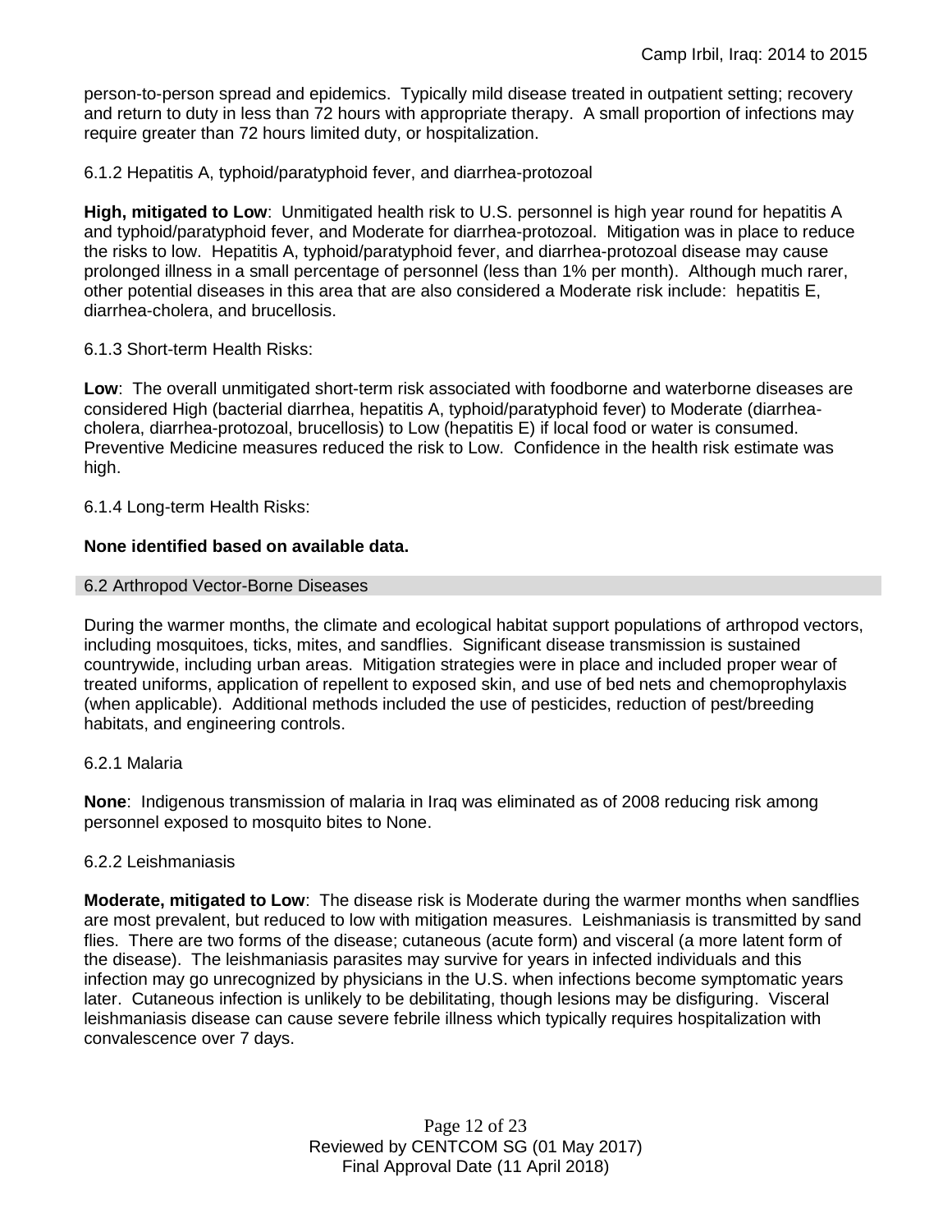person-to-person spread and epidemics. Typically mild disease treated in outpatient setting; recovery and return to duty in less than 72 hours with appropriate therapy. A small proportion of infections may require greater than 72 hours limited duty, or hospitalization.

6.1.2 Hepatitis A, typhoid/paratyphoid fever, and diarrhea-protozoal

**High, mitigated to Low**: Unmitigated health risk to U.S. personnel is high year round for hepatitis A and typhoid/paratyphoid fever, and Moderate for diarrhea-protozoal. Mitigation was in place to reduce the risks to low. Hepatitis A, typhoid/paratyphoid fever, and diarrhea-protozoal disease may cause prolonged illness in a small percentage of personnel (less than 1% per month). Although much rarer, other potential diseases in this area that are also considered a Moderate risk include: hepatitis E, diarrhea-cholera, and brucellosis.

6.1.3 Short-term Health Risks:

**Low**: The overall unmitigated short-term risk associated with foodborne and waterborne diseases are considered High (bacterial diarrhea, hepatitis A, typhoid/paratyphoid fever) to Moderate (diarrhea-cholera, diarrhea-protozoal, brucellosis) to Low (hepatitis E) if local food or water is consumed. Preventive Medicine measures reduced the risk to Low. Confidence in the health risk estimate was high.

6.1.4 Long-term Health Risks:

**None identified based on available data.**

## 6.2 Arthropod Vector-Borne Diseases

During the warmer months, the climate and ecological habitat support populations of arthropod vectors, including mosquitoes, ticks, mites, and sandflies. Significant disease transmission is sustained countrywide, including urban areas. Mitigation strategies were in place and included proper wear of treated uniforms, application of repellent to exposed skin, and use of bed nets and chemoprophylaxis (when applicable). Additional methods included the use of pesticides, reduction of pest/breeding habitats, and engineering controls.

6.2.1 Malaria

**None**: Indigenous transmission of malaria in Iraq was eliminated as of 2008 reducing risk among personnel exposed to mosquito bites to None.

6.2.2 Leishmaniasis

**Moderate, mitigated to Low**: The disease risk is Moderate during the warmer months when sandflies are most prevalent, but reduced to low with mitigation measures. Leishmaniasis is transmitted by sand flies. There are two forms of the disease; cutaneous (acute form) and visceral (a more latent form of the disease). The leishmaniasis parasites may survive for years in infected individuals and this infection may go unrecognized by physicians in the U.S. when infections become symptomatic years later. Cutaneous infection is unlikely to be debilitating, though lesions may be disfiguring. Visceral leishmaniasis disease can cause severe febrile illness which typically requires hospitalization with convalescence over 7 days.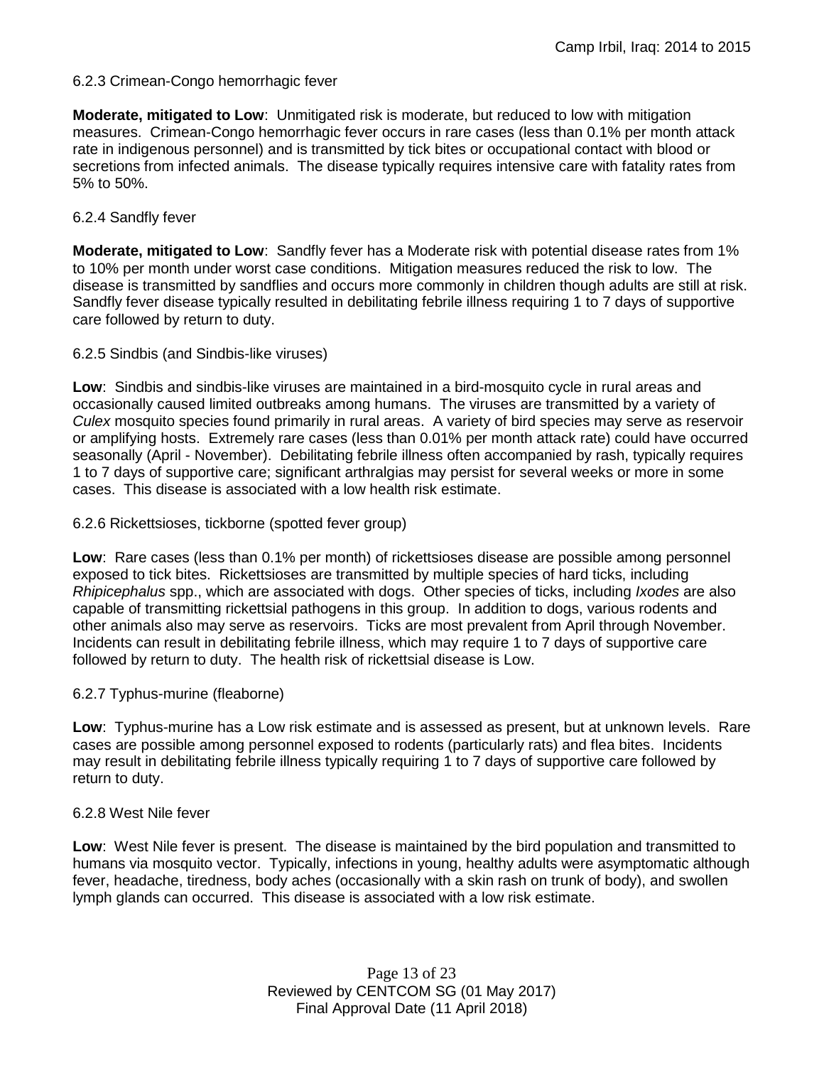#### 6.2.3 Crimean-Congo hemorrhagic fever

**Moderate, mitigated to Low**: Unmitigated risk is moderate, but reduced to low with mitigation measures. Crimean-Congo hemorrhagic fever occurs in rare cases (less than 0.1% per month attack rate in indigenous personnel) and is transmitted by tick bites or occupational contact with blood or secretions from infected animals. The disease typically requires intensive care with fatality rates from 5% to 50%.

#### 6.2.4 Sandfly fever

**Moderate, mitigated to Low**: Sandfly fever has a Moderate risk with potential disease rates from 1% to 10% per month under worst case conditions. Mitigation measures reduced the risk to low. The disease is transmitted by sandflies and occurs more commonly in children though adults are still at risk. Sandfly fever disease typically resulted in debilitating febrile illness requiring 1 to 7 days of supportive care followed by return to duty.

#### 6.2.5 Sindbis (and Sindbis-like viruses)

**Low**: Sindbis and sindbis-like viruses are maintained in a bird-mosquito cycle in rural areas and occasionally caused limited outbreaks among humans. The viruses are transmitted by a variety of *Culex* mosquito species found primarily in rural areas. A variety of bird species may serve as reservoir or amplifying hosts. Extremely rare cases (less than 0.01% per month attack rate) could have occurred seasonally (April - November). Debilitating febrile illness often accompanied by rash, typically requires 1 to 7 days of supportive care; significant arthralgias may persist for several weeks or more in some cases. This disease is associated with a low health risk estimate.

#### 6.2.6 Rickettsioses, tickborne (spotted fever group)

**Low**: Rare cases (less than 0.1% per month) of rickettsioses disease are possible among personnel exposed to tick bites. Rickettsioses are transmitted by multiple species of hard ticks, including *Rhipicephalus* spp., which are associated with dogs. Other species of ticks, including *Ixodes* are also capable of transmitting rickettsial pathogens in this group. In addition to dogs, various rodents and other animals also may serve as reservoirs. Ticks are most prevalent from April through November. Incidents can result in debilitating febrile illness, which may require 1 to 7 days of supportive care followed by return to duty. The health risk of rickettsial disease is Low.

#### 6.2.7 Typhus-murine (fleaborne)

**Low**: Typhus-murine has a Low risk estimate and is assessed as present, but at unknown levels. Rare cases are possible among personnel exposed to rodents (particularly rats) and flea bites. Incidents may result in debilitating febrile illness typically requiring 1 to 7 days of supportive care followed by return to duty.

#### 6.2.8 West Nile fever

**Low**: West Nile fever is present. The disease is maintained by the bird population and transmitted to humans via mosquito vector. Typically, infections in young, healthy adults were asymptomatic although fever, headache, tiredness, body aches (occasionally with a skin rash on trunk of body), and swollen lymph glands can occurred. This disease is associated with a low risk estimate.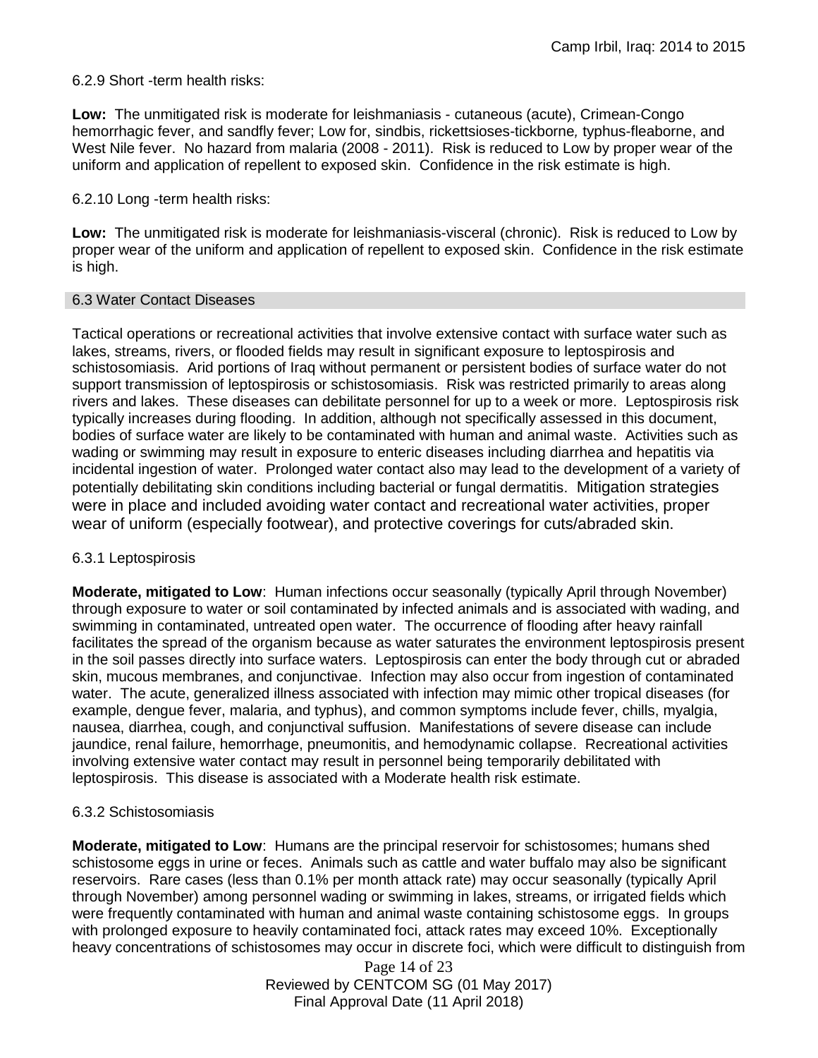6.2.9 Short -term health risks:

**Low:** The unmitigated risk is moderate for leishmaniasis - cutaneous (acute), Crimean-Congo hemorrhagic fever, and sandfly fever; Low for, sindbis, rickettsioses-tickborne*,* typhus-fleaborne, and West Nile fever. No hazard from malaria (2008 - 2011). Risk is reduced to Low by proper wear of the uniform and application of repellent to exposed skin. Confidence in the risk estimate is high.

6.2.10 Long -term health risks:

**Low:** The unmitigated risk is moderate for leishmaniasis-visceral (chronic). Risk is reduced to Low by proper wear of the uniform and application of repellent to exposed skin. Confidence in the risk estimate is high.

## 6.3 Water Contact Diseases

Tactical operations or recreational activities that involve extensive contact with surface water such as lakes, streams, rivers, or flooded fields may result in significant exposure to leptospirosis and schistosomiasis. Arid portions of Iraq without permanent or persistent bodies of surface water do not support transmission of leptospirosis or schistosomiasis. Risk was restricted primarily to areas along rivers and lakes. These diseases can debilitate personnel for up to a week or more. Leptospirosis risk typically increases during flooding. In addition, although not specifically assessed in this document, bodies of surface water are likely to be contaminated with human and animal waste. Activities such as wading or swimming may result in exposure to enteric diseases including diarrhea and hepatitis via incidental ingestion of water. Prolonged water contact also may lead to the development of a variety of potentially debilitating skin conditions including bacterial or fungal dermatitis. Mitigation strategies were in place and included avoiding water contact and recreational water activities, proper wear of uniform (especially footwear), and protective coverings for cuts/abraded skin.

6.3.1 Leptospirosis

**Moderate, mitigated to Low**: Human infections occur seasonally (typically April through November) through exposure to water or soil contaminated by infected animals and is associated with wading, and swimming in contaminated, untreated open water. The occurrence of flooding after heavy rainfall facilitates the spread of the organism because as water saturates the environment leptospirosis present in the soil passes directly into surface waters. Leptospirosis can enter the body through cut or abraded skin, mucous membranes, and conjunctivae. Infection may also occur from ingestion of contaminated water. The acute, generalized illness associated with infection may mimic other tropical diseases (for example, dengue fever, malaria, and typhus), and common symptoms include fever, chills, myalgia, nausea, diarrhea, cough, and conjunctival suffusion. Manifestations of severe disease can include jaundice, renal failure, hemorrhage, pneumonitis, and hemodynamic collapse. Recreational activities involving extensive water contact may result in personnel being temporarily debilitated with leptospirosis. This disease is associated with a Moderate health risk estimate.

6.3.2 Schistosomiasis

**Moderate, mitigated to Low**: Humans are the principal reservoir for schistosomes; humans shed schistosome eggs in urine or feces. Animals such as cattle and water buffalo may also be significant reservoirs. Rare cases (less than 0.1% per month attack rate) may occur seasonally (typically April through November) among personnel wading or swimming in lakes, streams, or irrigated fields which were frequently contaminated with human and animal waste containing schistosome eggs. In groups with prolonged exposure to heavily contaminated foci, attack rates may exceed 10%. Exceptionally heavy concentrations of schistosomes may occur in discrete foci, which were difficult to distinguish from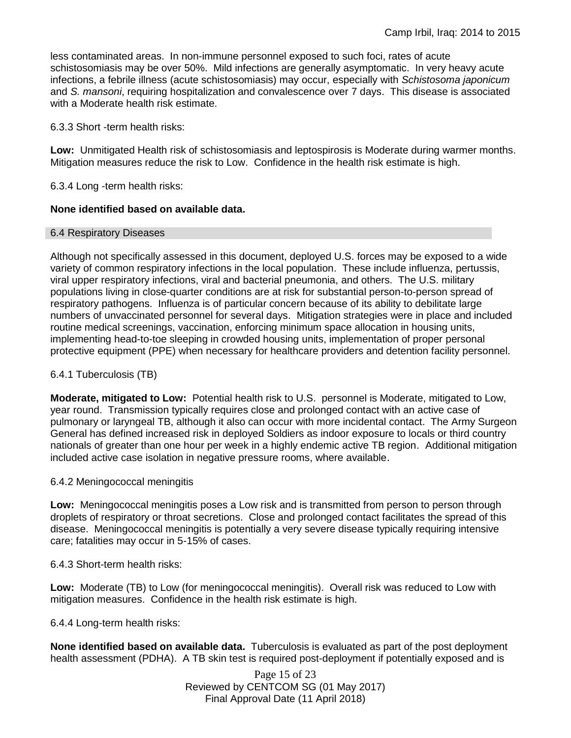less contaminated areas. In non-immune personnel exposed to such foci, rates of acute schistosomiasis may be over 50%. Mild infections are generally asymptomatic. In very heavy acute infections, a febrile illness (acute schistosomiasis) may occur, especially with *Schistosoma japonicum* and *S. mansoni*, requiring hospitalization and convalescence over 7 days. This disease is associated with a Moderate health risk estimate.

6.3.3 Short -term health risks:

**Low:** Unmitigated Health risk of schistosomiasis and leptospirosis is Moderate during warmer months. Mitigation measures reduce the risk to Low. Confidence in the health risk estimate is high.

6.3.4 Long -term health risks:

**None identified based on available data.**

## 6.4 Respiratory Diseases

Although not specifically assessed in this document, deployed U.S. forces may be exposed to a wide variety of common respiratory infections in the local population. These include influenza, pertussis, viral upper respiratory infections, viral and bacterial pneumonia, and others. The U.S. military populations living in close-quarter conditions are at risk for substantial person-to-person spread of respiratory pathogens. Influenza is of particular concern because of its ability to debilitate large numbers of unvaccinated personnel for several days. Mitigation strategies were in place and included routine medical screenings, vaccination, enforcing minimum space allocation in housing units, implementing head-to-toe sleeping in crowded housing units, implementation of proper personal protective equipment (PPE) when necessary for healthcare providers and detention facility personnel.

6.4.1 Tuberculosis (TB)

**Moderate, mitigated to Low:** Potential health risk to U.S. personnel is Moderate, mitigated to Low, year round. Transmission typically requires close and prolonged contact with an active case of pulmonary or laryngeal TB, although it also can occur with more incidental contact. The Army Surgeon General has defined increased risk in deployed Soldiers as indoor exposure to locals or third country nationals of greater than one hour per week in a highly endemic active TB region. Additional mitigation included active case isolation in negative pressure rooms, where available.

6.4.2 Meningococcal meningitis

**Low:** Meningococcal meningitis poses a Low risk and is transmitted from person to person through droplets of respiratory or throat secretions. Close and prolonged contact facilitates the spread of this disease. Meningococcal meningitis is potentially a very severe disease typically requiring intensive care; fatalities may occur in 5-15% of cases.

6.4.3 Short-term health risks:

**Low:** Moderate (TB) to Low (for meningococcal meningitis). Overall risk was reduced to Low with mitigation measures. Confidence in the health risk estimate is high.

6.4.4 Long-term health risks:

**None identified based on available data.** Tuberculosis is evaluated as part of the post deployment health assessment (PDHA). A TB skin test is required post-deployment if potentially exposed and is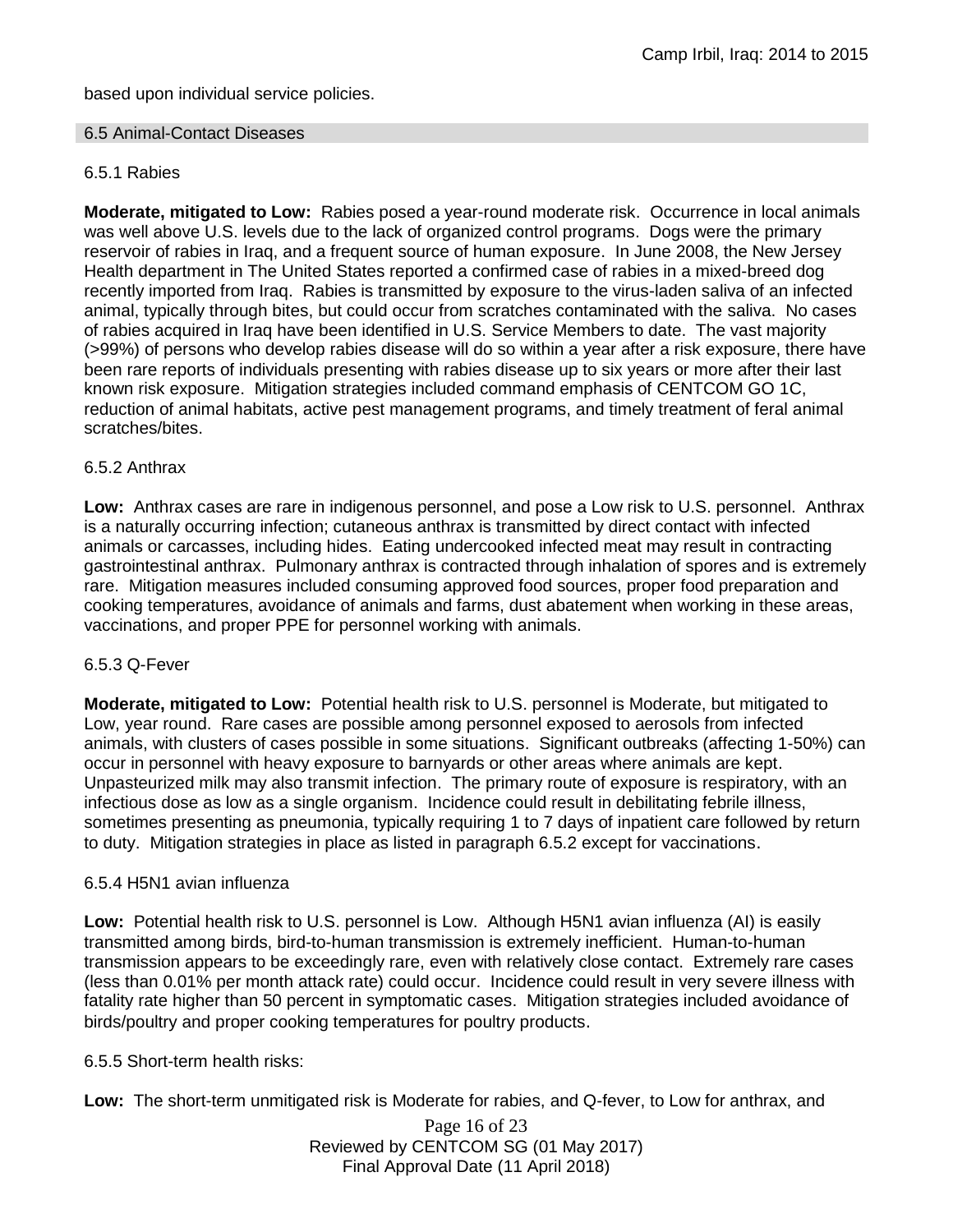based upon individual service policies.

## 6.5 Animal-Contact Diseases

### 6.5.1 Rabies

**Moderate, mitigated to Low:** Rabies posed a year-round moderate risk. Occurrence in local animals was well above U.S. levels due to the lack of organized control programs. Dogs were the primary reservoir of rabies in Iraq, and a frequent source of human exposure. In June 2008, the New Jersey Health department in The United States reported a confirmed case of rabies in a mixed-breed dog recently imported from Iraq. Rabies is transmitted by exposure to the virus-laden saliva of an infected animal, typically through bites, but could occur from scratches contaminated with the saliva. No cases of rabies acquired in Iraq have been identified in U.S. Service Members to date. The vast majority (>99%) of persons who develop rabies disease will do so within a year after a risk exposure, there have been rare reports of individuals presenting with rabies disease up to six years or more after their last known risk exposure. Mitigation strategies included command emphasis of CENTCOM GO 1C, reduction of animal habitats, active pest management programs, and timely treatment of feral animal scratches/bites.

### 6.5.2 Anthrax

**Low:** Anthrax cases are rare in indigenous personnel, and pose a Low risk to U.S. personnel. Anthrax is a naturally occurring infection; cutaneous anthrax is transmitted by direct contact with infected animals or carcasses, including hides. Eating undercooked infected meat may result in contracting gastrointestinal anthrax. Pulmonary anthrax is contracted through inhalation of spores and is extremely rare. Mitigation measures included consuming approved food sources, proper food preparation and cooking temperatures, avoidance of animals and farms, dust abatement when working in these areas, vaccinations, and proper PPE for personnel working with animals.

### 6.5.3 Q-Fever

**Moderate, mitigated to Low:** Potential health risk to U.S. personnel is Moderate, but mitigated to Low, year round. Rare cases are possible among personnel exposed to aerosols from infected animals, with clusters of cases possible in some situations. Significant outbreaks (affecting 1-50%) can occur in personnel with heavy exposure to barnyards or other areas where animals are kept. Unpasteurized milk may also transmit infection. The primary route of exposure is respiratory, with an infectious dose as low as a single organism. Incidence could result in debilitating febrile illness, sometimes presenting as pneumonia, typically requiring 1 to 7 days of inpatient care followed by return to duty. Mitigation strategies in place as listed in paragraph 6.5.2 except for vaccinations.

### 6.5.4 H5N1 avian influenza

**Low:** Potential health risk to U.S. personnel is Low. Although H5N1 avian influenza (AI) is easily transmitted among birds, bird-to-human transmission is extremely inefficient. Human-to-human transmission appears to be exceedingly rare, even with relatively close contact. Extremely rare cases (less than 0.01% per month attack rate) could occur. Incidence could result in very severe illness with fatality rate higher than 50 percent in symptomatic cases. Mitigation strategies included avoidance of birds/poultry and proper cooking temperatures for poultry products.

### 6.5.5 Short-term health risks:

**Low:** The short-term unmitigated risk is Moderate for rabies, and Q-fever, to Low for anthrax, and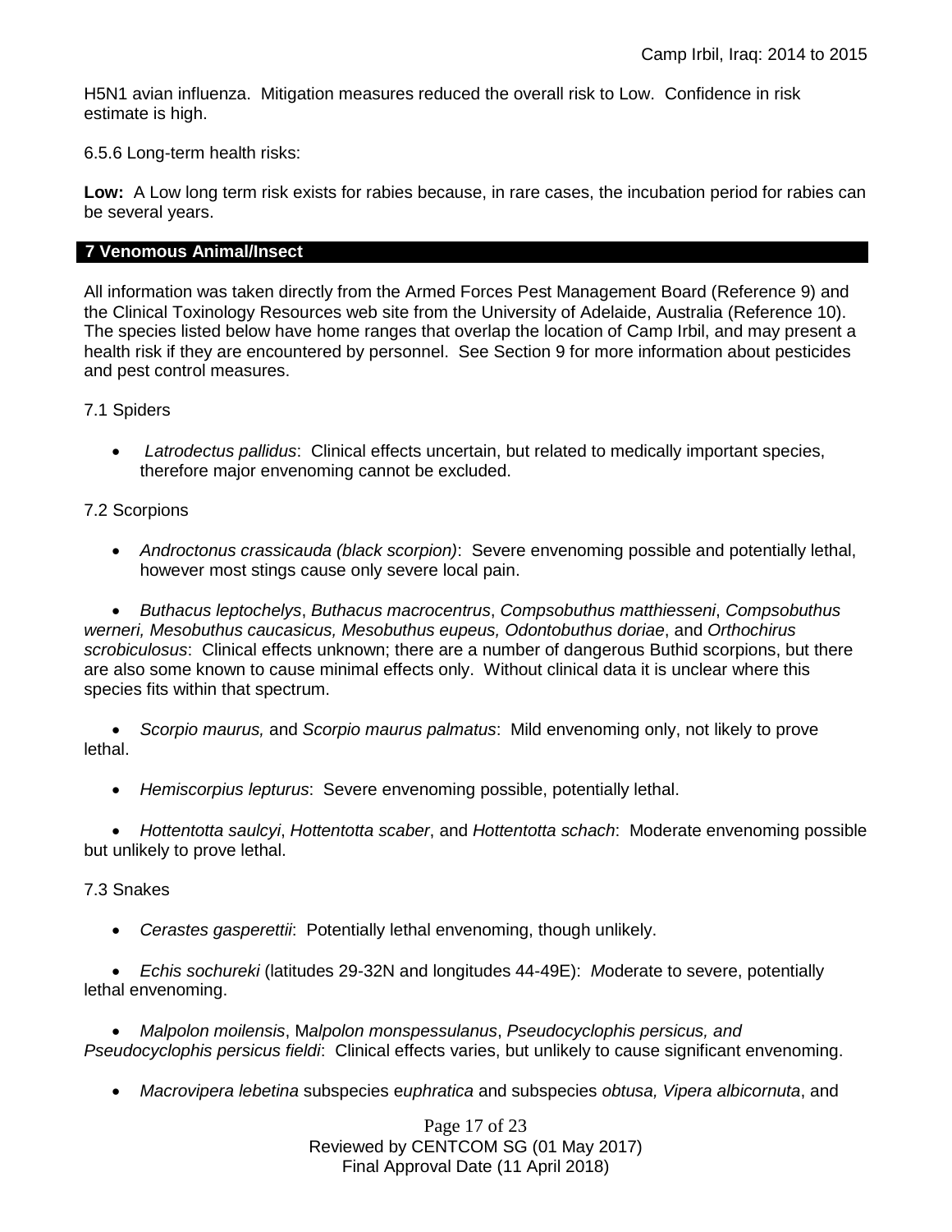H5N1 avian influenza. Mitigation measures reduced the overall risk to Low. Confidence in risk estimate is high.

6.5.6 Long-term health risks:

**Low:** A Low long term risk exists for rabies because, in rare cases, the incubation period for rabies can be several years.

## 7 Venomous Animal/Insect

All information was taken directly from the Armed Forces Pest Management Board (Reference 9) and the Clinical Toxinology Resources web site from the University of Adelaide, Australia (Reference 10). The species listed below have home ranges that overlap the location of Camp Irbil, and may present a health risk if they are encountered by personnel. See Section 9 for more information about pesticides and pest control measures.

7.1 Spiders

- *Latrodectus pallidus*: Clinical effects uncertain, but related to medically important species, therefore major envenoming cannot be excluded.

7.2 Scorpions

- *Androctonus crassicauda (black scorpion)*: Severe envenoming possible and potentially lethal, however most stings cause only severe local pain.
- *Buthacus leptochelys*, *Buthacus macrocentrus*, *Compsobuthus matthiesseni*, *Compsobuthus werneri, Mesobuthus caucasicus, Mesobuthus eupeus, Odontobuthus doriae*, and *Orthochirus scrobiculosus*: Clinical effects unknown; there are a number of dangerous Buthid scorpions, but there are also some known to cause minimal effects only. Without clinical data it is unclear where this species fits within that spectrum.
- *Scorpio maurus,* and *Scorpio maurus palmatus*: Mild envenoming only, not likely to prove lethal.
- *Hemiscorpius lepturus*: Severe envenoming possible, potentially lethal.
- *Hottentotta saulcyi*, *Hottentotta scaber*, and *Hottentotta schach*: Moderate envenoming possible but unlikely to prove lethal.

7.3 Snakes

- *Cerastes gasperettii*: Potentially lethal envenoming, though unlikely.
- *Echis sochureki* (latitudes 29-32N and longitudes 44-49E): *M*oderate to severe, potentially lethal envenoming.
- *Malpolon moilensis*, M*alpolon monspessulanus*, *Pseudocyclophis persicus, and Pseudocyclophis persicus fieldi*: Clinical effects varies, but unlikely to cause significant envenoming.
- *Macrovipera lebetina* subspecies e*uphratica* and subspecies *obtusa, Vipera albicornuta*, and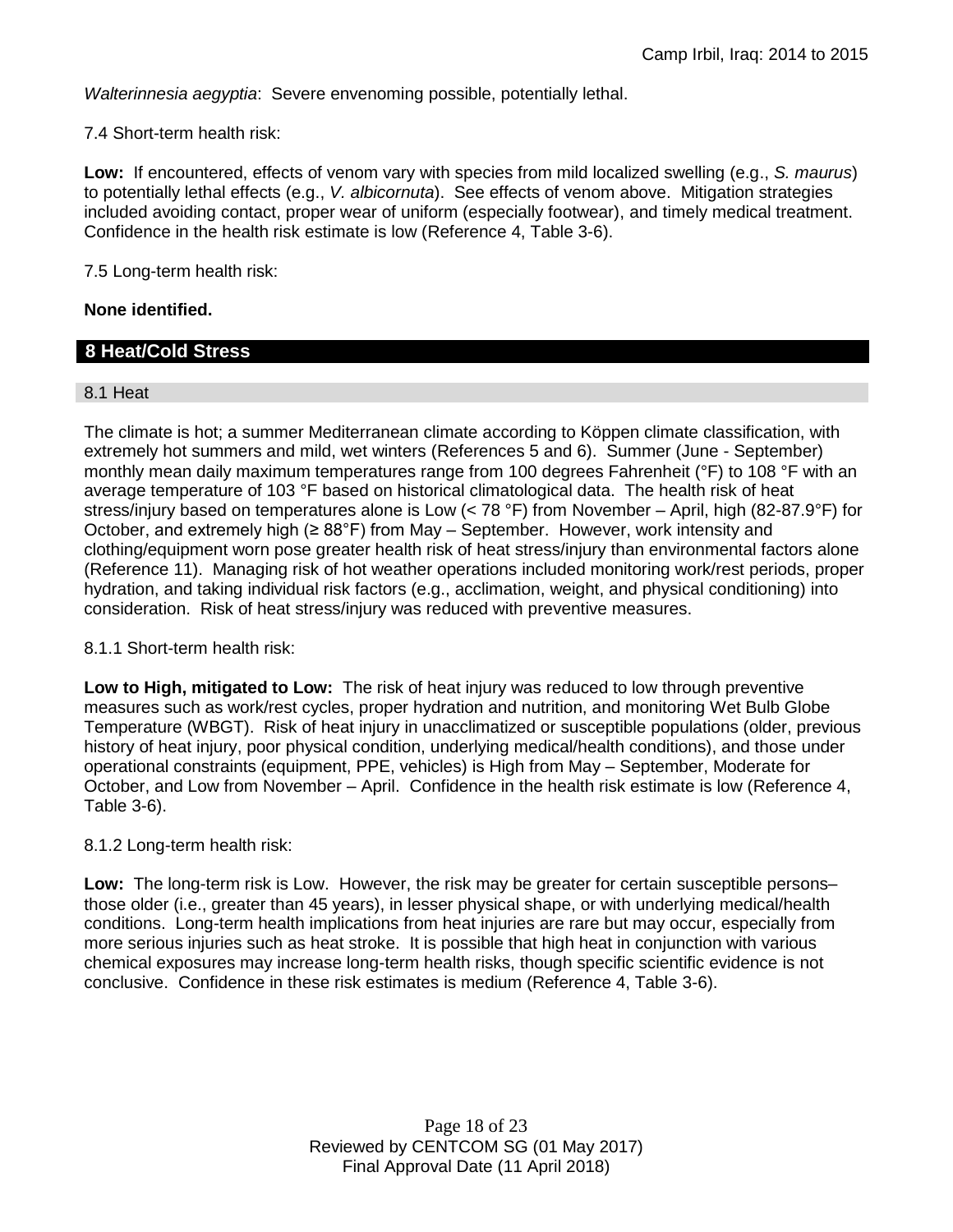*Walterinnesia aegyptia*: Severe envenoming possible, potentially lethal.

7.4 Short-term health risk:

**Low:** If encountered, effects of venom vary with species from mild localized swelling (e.g., *S. maurus*) to potentially lethal effects (e.g., *V. albicornuta*). See effects of venom above. Mitigation strategies included avoiding contact, proper wear of uniform (especially footwear), and timely medical treatment. Confidence in the health risk estimate is low (Reference 4, Table 3-6).

7.5 Long-term health risk:

**None identified.**

## 8 Heat/Cold Stress

### 8.1 Heat

The climate is hot; a summer Mediterranean climate according to Köppen climate classification, with extremely hot summers and mild, wet winters (References 5 and 6). Summer (June - September) monthly mean daily maximum temperatures range from 100 degrees Fahrenheit (°F) to 108 °F with an average temperature of 103 °F based on historical climatological data. The health risk of heat stress/injury based on temperatures alone is Low (< 78 °F) from November – April, high (82-87.9°F) for October, and extremely high (≥ 88°F) from May – September. However, work intensity and clothing/equipment worn pose greater health risk of heat stress/injury than environmental factors alone (Reference 11). Managing risk of hot weather operations included monitoring work/rest periods, proper hydration, and taking individual risk factors (e.g., acclimation, weight, and physical conditioning) into consideration. Risk of heat stress/injury was reduced with preventive measures.

8.1.1 Short-term health risk:

**Low to High, mitigated to Low:** The risk of heat injury was reduced to low through preventive measures such as work/rest cycles, proper hydration and nutrition, and monitoring Wet Bulb Globe Temperature (WBGT). Risk of heat injury in unacclimatized or susceptible populations (older, previous history of heat injury, poor physical condition, underlying medical/health conditions), and those under operational constraints (equipment, PPE, vehicles) is High from May – September, Moderate for October, and Low from November – April. Confidence in the health risk estimate is low (Reference 4, Table 3-6).

8.1.2 Long-term health risk:

**Low:** The long-term risk is Low. However, the risk may be greater for certain susceptible persons– those older (i.e., greater than 45 years), in lesser physical shape, or with underlying medical/health conditions. Long-term health implications from heat injuries are rare but may occur, especially from more serious injuries such as heat stroke. It is possible that high heat in conjunction with various chemical exposures may increase long-term health risks, though specific scientific evidence is not conclusive. Confidence in these risk estimates is medium (Reference 4, Table 3-6).

Reviewed by CENTCOM SG (01 May 2017)
Final Approval Date (11 April 2018)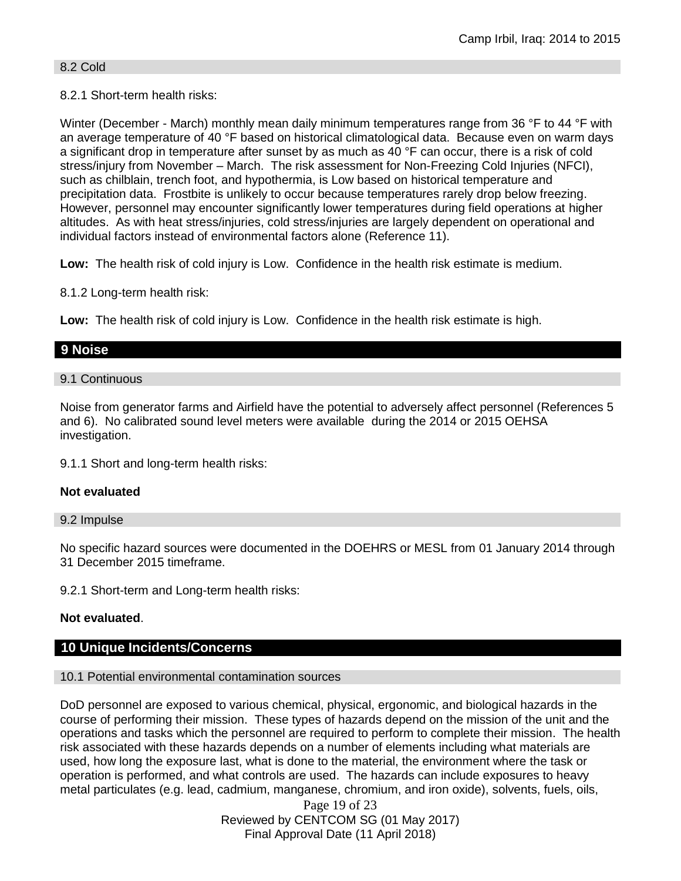### 8.2 Cold

8.2.1 Short-term health risks:

Winter (December - March) monthly mean daily minimum temperatures range from 36 °F to 44 °F with an average temperature of 40 °F based on historical climatological data. Because even on warm days a significant drop in temperature after sunset by as much as 40 °F can occur, there is a risk of cold stress/injury from November – March. The risk assessment for Non-Freezing Cold Injuries (NFCI), such as chilblain, trench foot, and hypothermia, is Low based on historical temperature and precipitation data. Frostbite is unlikely to occur because temperatures rarely drop below freezing. However, personnel may encounter significantly lower temperatures during field operations at higher altitudes. As with heat stress/injuries, cold stress/injuries are largely dependent on operational and individual factors instead of environmental factors alone (Reference 11).

**Low:** The health risk of cold injury is Low. Confidence in the health risk estimate is medium.

8.1.2 Long-term health risk:

**Low:** The health risk of cold injury is Low. Confidence in the health risk estimate is high.

## 9 Noise

### 9.1 Continuous

Noise from generator farms and Airfield have the potential to adversely affect personnel (References 5 and 6). No calibrated sound level meters were available during the 2014 or 2015 OEHSA investigation.

9.1.1 Short and long-term health risks:

**Not evaluated**

### 9.2 Impulse

No specific hazard sources were documented in the DOEHRS or MESL from 01 January 2014 through 31 December 2015 timeframe.

9.2.1 Short-term and Long-term health risks:

**Not evaluated**.

## 10 Unique Incidents/Concerns

### 10.1 Potential environmental contamination sources

DoD personnel are exposed to various chemical, physical, ergonomic, and biological hazards in the course of performing their mission. These types of hazards depend on the mission of the unit and the operations and tasks which the personnel are required to perform to complete their mission. The health risk associated with these hazards depends on a number of elements including what materials are used, how long the exposure last, what is done to the material, the environment where the task or operation is performed, and what controls are used. The hazards can include exposures to heavy metal particulates (e.g. lead, cadmium, manganese, chromium, and iron oxide), solvents, fuels, oils,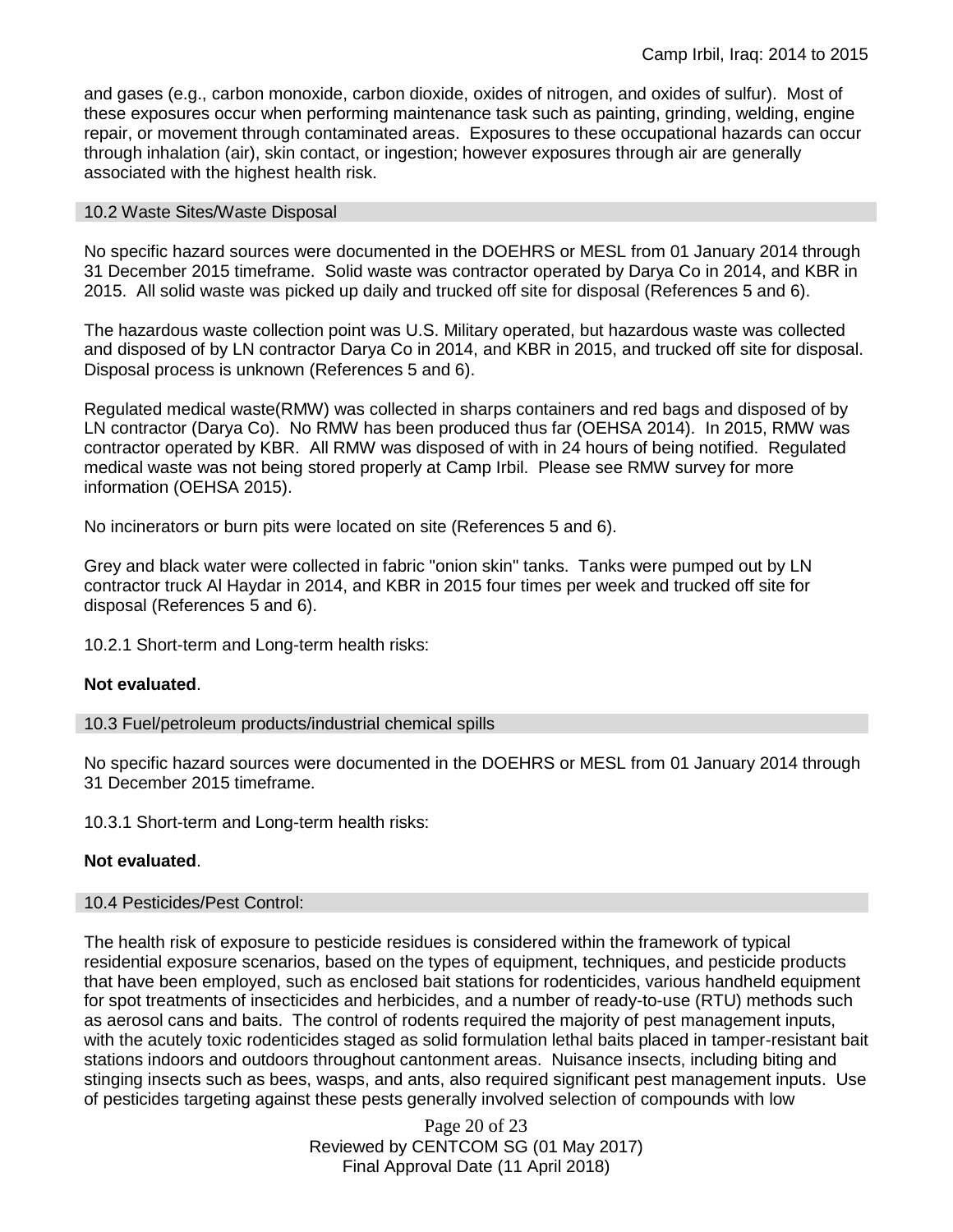and gases (e.g., carbon monoxide, carbon dioxide, oxides of nitrogen, and oxides of sulfur). Most of these exposures occur when performing maintenance task such as painting, grinding, welding, engine repair, or movement through contaminated areas. Exposures to these occupational hazards can occur through inhalation (air), skin contact, or ingestion; however exposures through air are generally associated with the highest health risk.

### 10.2 Waste Sites/Waste Disposal

No specific hazard sources were documented in the DOEHRS or MESL from 01 January 2014 through 31 December 2015 timeframe. Solid waste was contractor operated by Darya Co in 2014, and KBR in 2015. All solid waste was picked up daily and trucked off site for disposal (References 5 and 6).

The hazardous waste collection point was U.S. Military operated, but hazardous waste was collected and disposed of by LN contractor Darya Co in 2014, and KBR in 2015, and trucked off site for disposal. Disposal process is unknown (References 5 and 6).

Regulated medical waste(RMW) was collected in sharps containers and red bags and disposed of by LN contractor (Darya Co). No RMW has been produced thus far (OEHSA 2014). In 2015, RMW was contractor operated by KBR. All RMW was disposed of with in 24 hours of being notified. Regulated medical waste was not being stored properly at Camp Irbil. Please see RMW survey for more information (OEHSA 2015).

No incinerators or burn pits were located on site (References 5 and 6).

Grey and black water were collected in fabric "onion skin" tanks. Tanks were pumped out by LN contractor truck Al Haydar in 2014, and KBR in 2015 four times per week and trucked off site for disposal (References 5 and 6).

10.2.1 Short-term and Long-term health risks:

**Not evaluated**.

### 10.3 Fuel/petroleum products/industrial chemical spills

No specific hazard sources were documented in the DOEHRS or MESL from 01 January 2014 through 31 December 2015 timeframe.

10.3.1 Short-term and Long-term health risks:

**Not evaluated**.

### 10.4 Pesticides/Pest Control:

The health risk of exposure to pesticide residues is considered within the framework of typical residential exposure scenarios, based on the types of equipment, techniques, and pesticide products that have been employed, such as enclosed bait stations for rodenticides, various handheld equipment for spot treatments of insecticides and herbicides, and a number of ready-to-use (RTU) methods such as aerosol cans and baits. The control of rodents required the majority of pest management inputs, with the acutely toxic rodenticides staged as solid formulation lethal baits placed in tamper-resistant bait stations indoors and outdoors throughout cantonment areas. Nuisance insects, including biting and stinging insects such as bees, wasps, and ants, also required significant pest management inputs. Use of pesticides targeting against these pests generally involved selection of compounds with low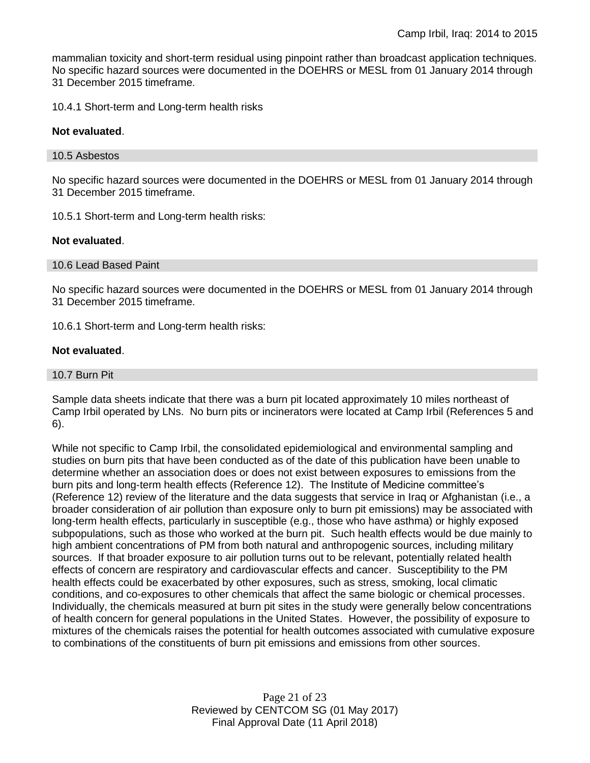mammalian toxicity and short-term residual using pinpoint rather than broadcast application techniques. No specific hazard sources were documented in the DOEHRS or MESL from 01 January 2014 through 31 December 2015 timeframe.

10.4.1 Short-term and Long-term health risks

**Not evaluated**.

### 10.5 Asbestos

No specific hazard sources were documented in the DOEHRS or MESL from 01 January 2014 through 31 December 2015 timeframe.

10.5.1 Short-term and Long-term health risks:

**Not evaluated**.

### 10.6 Lead Based Paint

No specific hazard sources were documented in the DOEHRS or MESL from 01 January 2014 through 31 December 2015 timeframe.

10.6.1 Short-term and Long-term health risks:

**Not evaluated**.

### 10.7 Burn Pit

Sample data sheets indicate that there was a burn pit located approximately 10 miles northeast of Camp Irbil operated by LNs. No burn pits or incinerators were located at Camp Irbil (References 5 and 6).

While not specific to Camp Irbil, the consolidated epidemiological and environmental sampling and studies on burn pits that have been conducted as of the date of this publication have been unable to determine whether an association does or does not exist between exposures to emissions from the burn pits and long-term health effects (Reference 12). The Institute of Medicine committee's (Reference 12) review of the literature and the data suggests that service in Iraq or Afghanistan (i.e., a broader consideration of air pollution than exposure only to burn pit emissions) may be associated with long-term health effects, particularly in susceptible (e.g., those who have asthma) or highly exposed subpopulations, such as those who worked at the burn pit. Such health effects would be due mainly to high ambient concentrations of PM from both natural and anthropogenic sources, including military sources. If that broader exposure to air pollution turns out to be relevant, potentially related health effects of concern are respiratory and cardiovascular effects and cancer. Susceptibility to the PM health effects could be exacerbated by other exposures, such as stress, smoking, local climatic conditions, and co-exposures to other chemicals that affect the same biologic or chemical processes. Individually, the chemicals measured at burn pit sites in the study were generally below concentrations of health concern for general populations in the United States. However, the possibility of exposure to mixtures of the chemicals raises the potential for health outcomes associated with cumulative exposure to combinations of the constituents of burn pit emissions and emissions from other sources.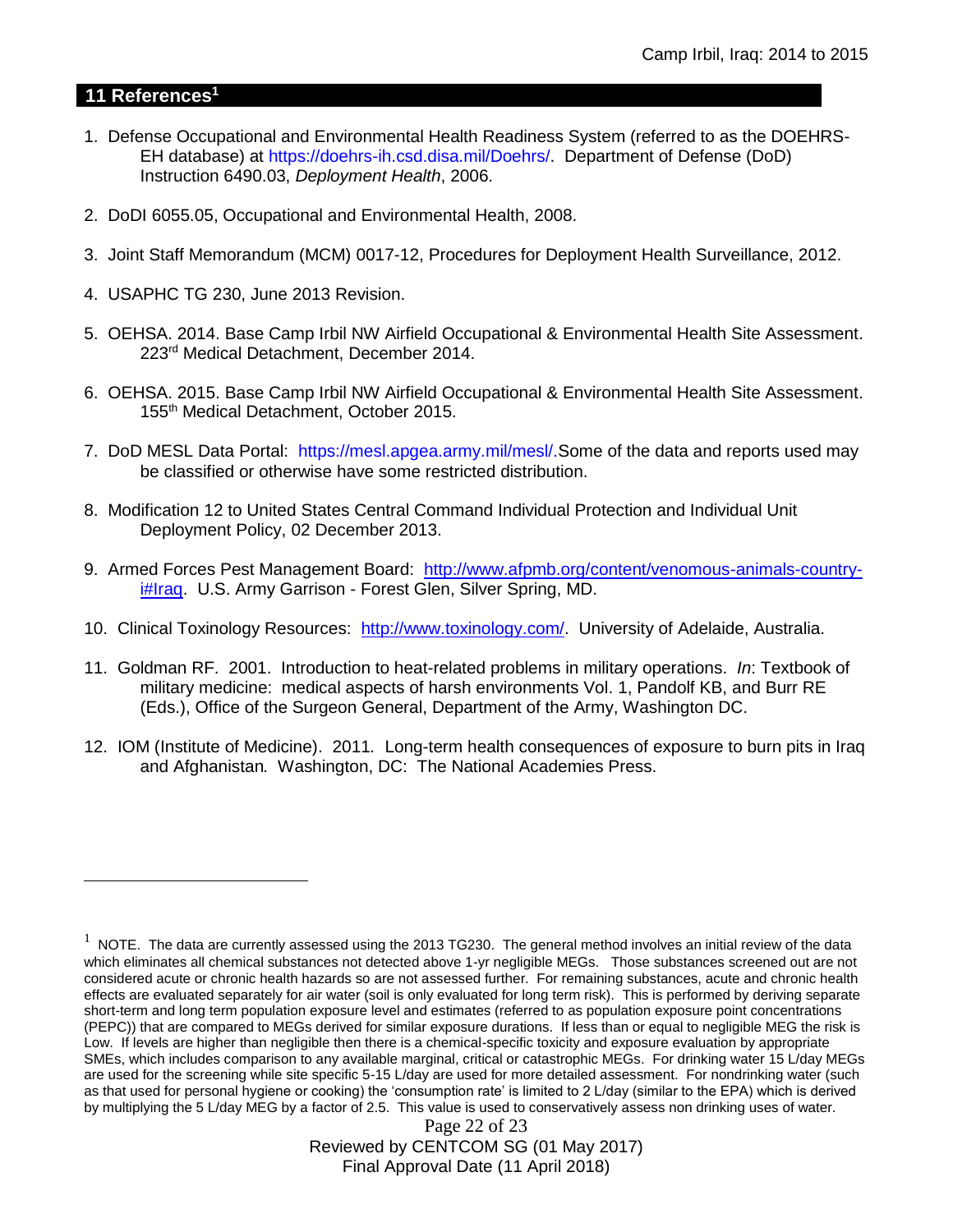## 11 References[1]

1. Defense Occupational and Environmental Health Readiness System (referred to as the DOEHRS-EH database) at https://doehrs-ih.csd.disa.mil/Doehrs/. Department of Defense (DoD) Instruction 6490.03, *Deployment Health*, 2006.

2. DoDI 6055.05, Occupational and Environmental Health, 2008.

3. Joint Staff Memorandum (MCM) 0017-12, Procedures for Deployment Health Surveillance, 2012.

4. USAPHC TG 230, June 2013 Revision.

5. OEHSA. 2014. Base Camp Irbil NW Airfield Occupational & Environmental Health Site Assessment. 223rd Medical Detachment, December 2014.

6. OEHSA. 2015. Base Camp Irbil NW Airfield Occupational & Environmental Health Site Assessment. 155th Medical Detachment, October 2015.

7. DoD MESL Data Portal: https://mesl.apgea.army.mil/mesl/.Some of the data and reports used may be classified or otherwise have some restricted distribution.

8. Modification 12 to United States Central Command Individual Protection and Individual Unit Deployment Policy, 02 December 2013.

9. Armed Forces Pest Management Board: http://www.afpmb.org/content/venomous-animals-country-i#Iraq. U.S. Army Garrison - Forest Glen, Silver Spring, MD.

10. Clinical Toxinology Resources: http://www.toxinology.com/. University of Adelaide, Australia.

11. Goldman RF. 2001. Introduction to heat-related problems in military operations. *In*: Textbook of military medicine: medical aspects of harsh environments Vol. 1, Pandolf KB, and Burr RE (Eds.), Office of the Surgeon General, Department of the Army, Washington DC.

12. IOM (Institute of Medicine). 2011. Long-term health consequences of exposure to burn pits in Iraq and Afghanistan*.* Washington, DC: The National Academies Press.

---

[1] NOTE. The data are currently assessed using the 2013 TG230. The general method involves an initial review of the data which eliminates all chemical substances not detected above 1-yr negligible MEGs. Those substances screened out are not considered acute or chronic health hazards so are not assessed further. For remaining substances, acute and chronic health effects are evaluated separately for air water (soil is only evaluated for long term risk). This is performed by deriving separate short-term and long term population exposure level and estimates (referred to as population exposure point concentrations (PEPC)) that are compared to MEGs derived for similar exposure durations. If less than or equal to negligible MEG the risk is Low. If levels are higher than negligible then there is a chemical-specific toxicity and exposure evaluation by appropriate SMEs, which includes comparison to any available marginal, critical or catastrophic MEGs. For drinking water 15 L/day MEGs are used for the screening while site specific 5-15 L/day are used for more detailed assessment. For nondrinking water (such as that used for personal hygiene or cooking) the 'consumption rate' is limited to 2 L/day (similar to the EPA) which is derived by multiplying the 5 L/day MEG by a factor of 2.5. This value is used to conservatively assess non drinking uses of water.

Reviewed by CENTCOM SG (01 May 2017)
Final Approval Date (11 April 2018)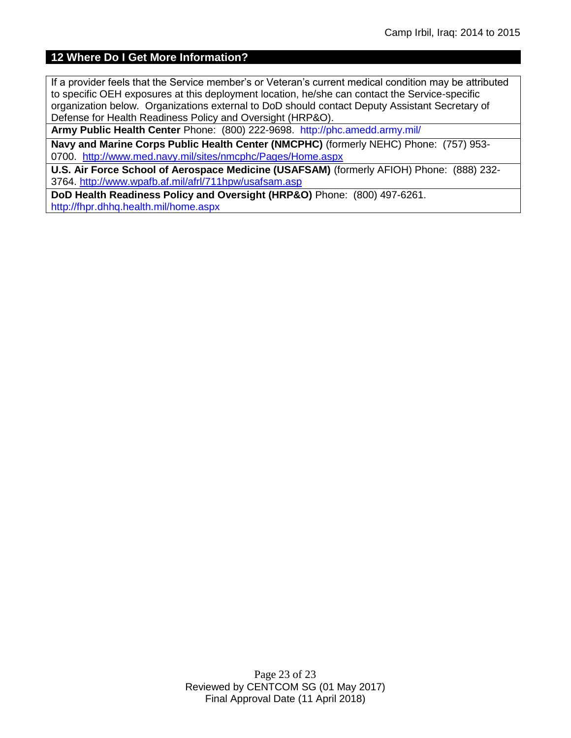## 12 Where Do I Get More Information?

If a provider feels that the Service member's or Veteran's current medical condition may be attributed to specific OEH exposures at this deployment location, he/she can contact the Service-specific organization below. Organizations external to DoD should contact Deputy Assistant Secretary of Defense for Health Readiness Policy and Oversight (HRP&O).

**Army Public Health Center** Phone: (800) 222-9698. http://phc.amedd.army.mil/

**Navy and Marine Corps Public Health Center (NMCPHC)** (formerly NEHC) Phone: (757) 953-0700. http://www.med.navy.mil/sites/nmcphc/Pages/Home.aspx

**U.S. Air Force School of Aerospace Medicine (USAFSAM)** (formerly AFIOH) Phone: (888) 232-3764. http://www.wpafb.af.mil/afrl/711hpw/usafsam.asp

**DoD Health Readiness Policy and Oversight (HRP&O)** Phone: (800) 497-6261. http://fhpr.dhhq.health.mil/home.aspx

Reviewed by CENTCOM SG (01 May 2017)
Final Approval Date (11 April 2018)